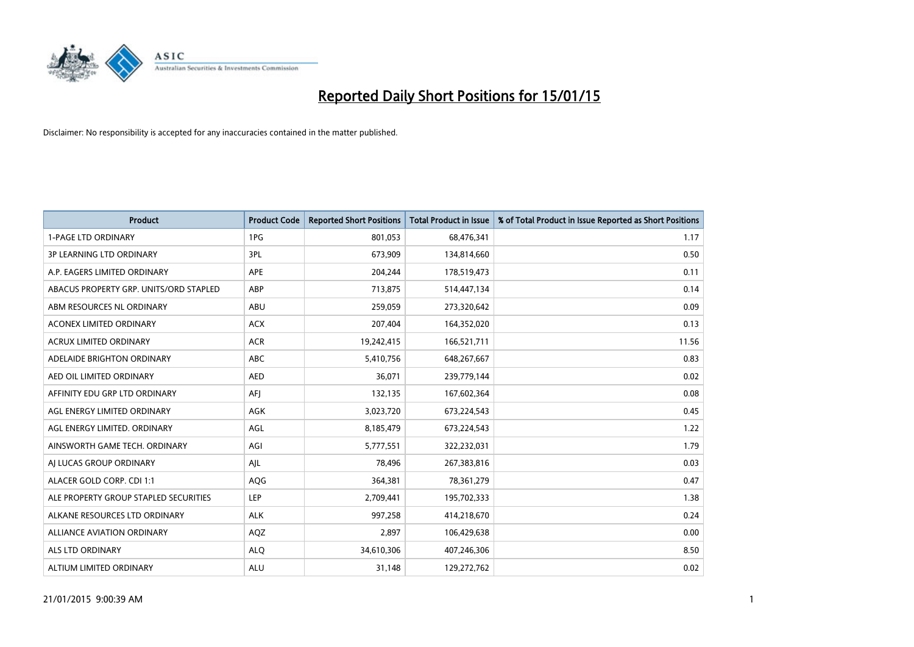# Reported Daily Short Positions for 15/01/15

Disclaimer: No responsibility is accepted for any inaccuracies contained in the matter published.

| Product | Product Code | Reported Short Positions | Total Product in Issue | % of Total Product in Issue Reported as Short Positions |
|---|---|---|---|---|
| 1-PAGE LTD ORDINARY | 1PG | 801,053 | 68,476,341 | 1.17 |
| 3P LEARNING LTD ORDINARY | 3PL | 673,909 | 134,814,660 | 0.50 |
| A.P. EAGERS LIMITED ORDINARY | APE | 204,244 | 178,519,473 | 0.11 |
| ABACUS PROPERTY GRP. UNITS/ORD STAPLED | ABP | 713,875 | 514,447,134 | 0.14 |
| ABM RESOURCES NL ORDINARY | ABU | 259,059 | 273,320,642 | 0.09 |
| ACONEX LIMITED ORDINARY | ACX | 207,404 | 164,352,020 | 0.13 |
| ACRUX LIMITED ORDINARY | ACR | 19,242,415 | 166,521,711 | 11.56 |
| ADELAIDE BRIGHTON ORDINARY | ABC | 5,410,756 | 648,267,667 | 0.83 |
| AED OIL LIMITED ORDINARY | AED | 36,071 | 239,779,144 | 0.02 |
| AFFINITY EDU GRP LTD ORDINARY | AFJ | 132,135 | 167,602,364 | 0.08 |
| AGL ENERGY LIMITED ORDINARY | AGK | 3,023,720 | 673,224,543 | 0.45 |
| AGL ENERGY LIMITED. ORDINARY | AGL | 8,185,479 | 673,224,543 | 1.22 |
| AINSWORTH GAME TECH. ORDINARY | AGI | 5,777,551 | 322,232,031 | 1.79 |
| AJ LUCAS GROUP ORDINARY | AJL | 78,496 | 267,383,816 | 0.03 |
| ALACER GOLD CORP. CDI 1:1 | AQG | 364,381 | 78,361,279 | 0.47 |
| ALE PROPERTY GROUP STAPLED SECURITIES | LEP | 2,709,441 | 195,702,333 | 1.38 |
| ALKANE RESOURCES LTD ORDINARY | ALK | 997,258 | 414,218,670 | 0.24 |
| ALLIANCE AVIATION ORDINARY | AQZ | 2,897 | 106,429,638 | 0.00 |
| ALS LTD ORDINARY | ALQ | 34,610,306 | 407,246,306 | 8.50 |
| ALTIUM LIMITED ORDINARY | ALU | 31,148 | 129,272,762 | 0.02 |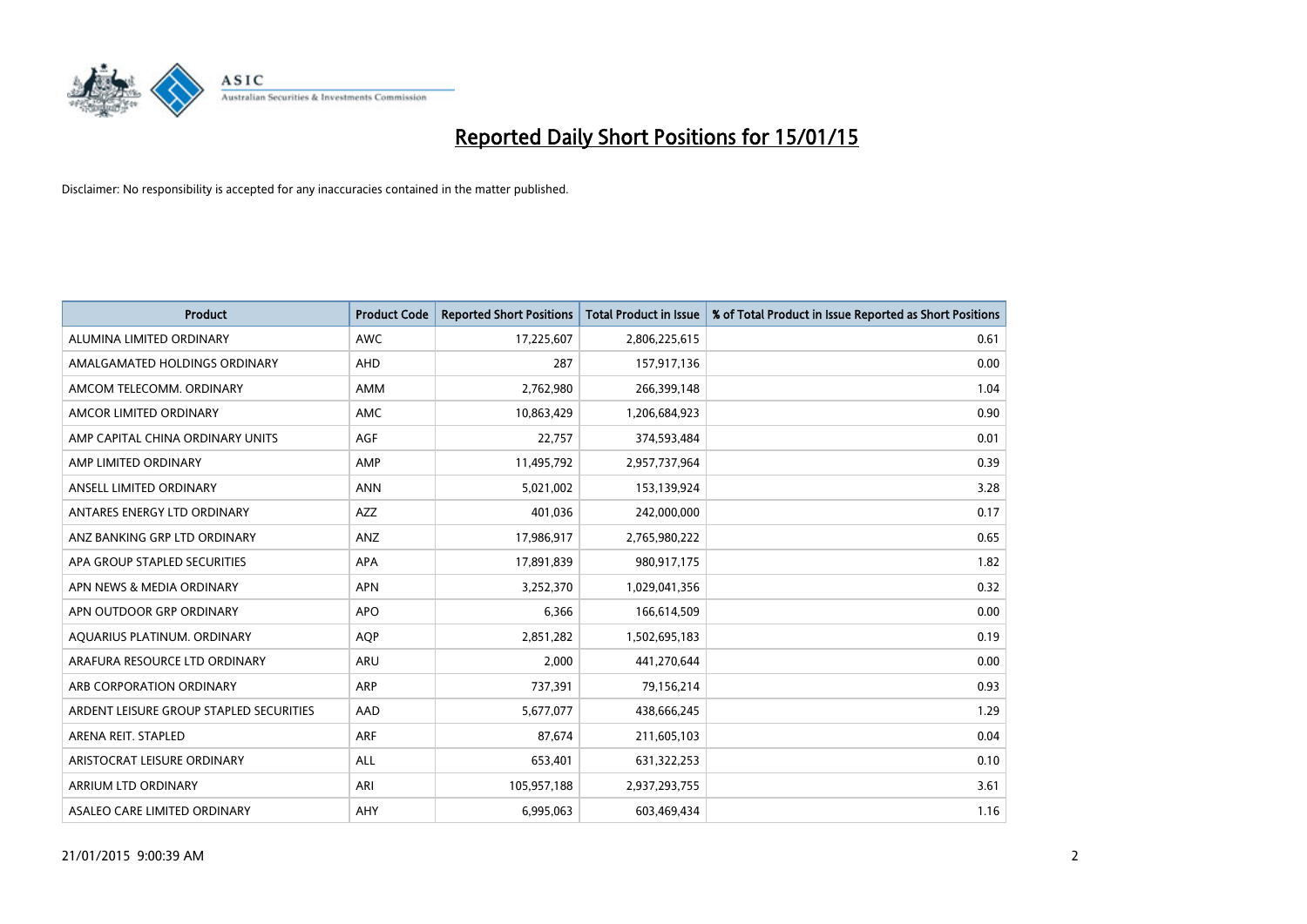# Reported Daily Short Positions for 15/01/15

Disclaimer: No responsibility is accepted for any inaccuracies contained in the matter published.

| Product | Product Code | Reported Short Positions | Total Product in Issue | % of Total Product in Issue Reported as Short Positions |
|---|---|---|---|---|
| ALUMINA LIMITED ORDINARY | AWC | 17,225,607 | 2,806,225,615 | 0.61 |
| AMALGAMATED HOLDINGS ORDINARY | AHD | 287 | 157,917,136 | 0.00 |
| AMCOM TELECOMM. ORDINARY | AMM | 2,762,980 | 266,399,148 | 1.04 |
| AMCOR LIMITED ORDINARY | AMC | 10,863,429 | 1,206,684,923 | 0.90 |
| AMP CAPITAL CHINA ORDINARY UNITS | AGF | 22,757 | 374,593,484 | 0.01 |
| AMP LIMITED ORDINARY | AMP | 11,495,792 | 2,957,737,964 | 0.39 |
| ANSELL LIMITED ORDINARY | ANN | 5,021,002 | 153,139,924 | 3.28 |
| ANTARES ENERGY LTD ORDINARY | AZZ | 401,036 | 242,000,000 | 0.17 |
| ANZ BANKING GRP LTD ORDINARY | ANZ | 17,986,917 | 2,765,980,222 | 0.65 |
| APA GROUP STAPLED SECURITIES | APA | 17,891,839 | 980,917,175 | 1.82 |
| APN NEWS & MEDIA ORDINARY | APN | 3,252,370 | 1,029,041,356 | 0.32 |
| APN OUTDOOR GRP ORDINARY | APO | 6,366 | 166,614,509 | 0.00 |
| AQUARIUS PLATINUM. ORDINARY | AQP | 2,851,282 | 1,502,695,183 | 0.19 |
| ARAFURA RESOURCE LTD ORDINARY | ARU | 2,000 | 441,270,644 | 0.00 |
| ARB CORPORATION ORDINARY | ARP | 737,391 | 79,156,214 | 0.93 |
| ARDENT LEISURE GROUP STAPLED SECURITIES | AAD | 5,677,077 | 438,666,245 | 1.29 |
| ARENA REIT. STAPLED | ARF | 87,674 | 211,605,103 | 0.04 |
| ARISTOCRAT LEISURE ORDINARY | ALL | 653,401 | 631,322,253 | 0.10 |
| ARRIUM LTD ORDINARY | ARI | 105,957,188 | 2,937,293,755 | 3.61 |
| ASALEO CARE LIMITED ORDINARY | AHY | 6,995,063 | 603,469,434 | 1.16 |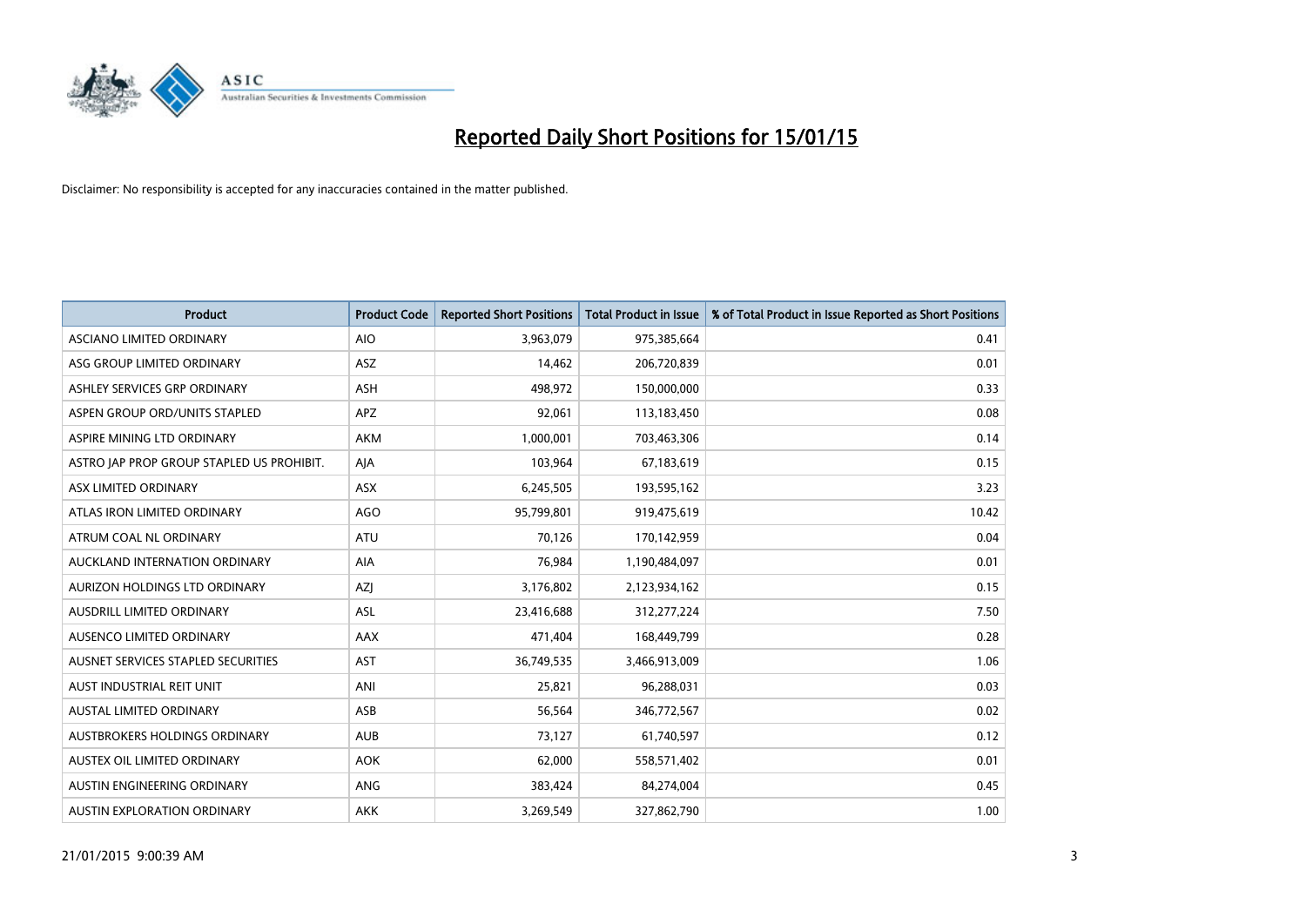# Reported Daily Short Positions for 15/01/15

Disclaimer: No responsibility is accepted for any inaccuracies contained in the matter published.

| Product | Product Code | Reported Short Positions | Total Product in Issue | % of Total Product in Issue Reported as Short Positions |
|---|---|---|---|---|
| ASCIANO LIMITED ORDINARY | AIO | 3,963,079 | 975,385,664 | 0.41 |
| ASG GROUP LIMITED ORDINARY | ASZ | 14,462 | 206,720,839 | 0.01 |
| ASHLEY SERVICES GRP ORDINARY | ASH | 498,972 | 150,000,000 | 0.33 |
| ASPEN GROUP ORD/UNITS STAPLED | APZ | 92,061 | 113,183,450 | 0.08 |
| ASPIRE MINING LTD ORDINARY | AKM | 1,000,001 | 703,463,306 | 0.14 |
| ASTRO JAP PROP GROUP STAPLED US PROHIBIT. | AJA | 103,964 | 67,183,619 | 0.15 |
| ASX LIMITED ORDINARY | ASX | 6,245,505 | 193,595,162 | 3.23 |
| ATLAS IRON LIMITED ORDINARY | AGO | 95,799,801 | 919,475,619 | 10.42 |
| ATRUM COAL NL ORDINARY | ATU | 70,126 | 170,142,959 | 0.04 |
| AUCKLAND INTERNATION ORDINARY | AIA | 76,984 | 1,190,484,097 | 0.01 |
| AURIZON HOLDINGS LTD ORDINARY | AZJ | 3,176,802 | 2,123,934,162 | 0.15 |
| AUSDRILL LIMITED ORDINARY | ASL | 23,416,688 | 312,277,224 | 7.50 |
| AUSENCO LIMITED ORDINARY | AAX | 471,404 | 168,449,799 | 0.28 |
| AUSNET SERVICES STAPLED SECURITIES | AST | 36,749,535 | 3,466,913,009 | 1.06 |
| AUST INDUSTRIAL REIT UNIT | ANI | 25,821 | 96,288,031 | 0.03 |
| AUSTAL LIMITED ORDINARY | ASB | 56,564 | 346,772,567 | 0.02 |
| AUSTBROKERS HOLDINGS ORDINARY | AUB | 73,127 | 61,740,597 | 0.12 |
| AUSTEX OIL LIMITED ORDINARY | AOK | 62,000 | 558,571,402 | 0.01 |
| AUSTIN ENGINEERING ORDINARY | ANG | 383,424 | 84,274,004 | 0.45 |
| AUSTIN EXPLORATION ORDINARY | AKK | 3,269,549 | 327,862,790 | 1.00 |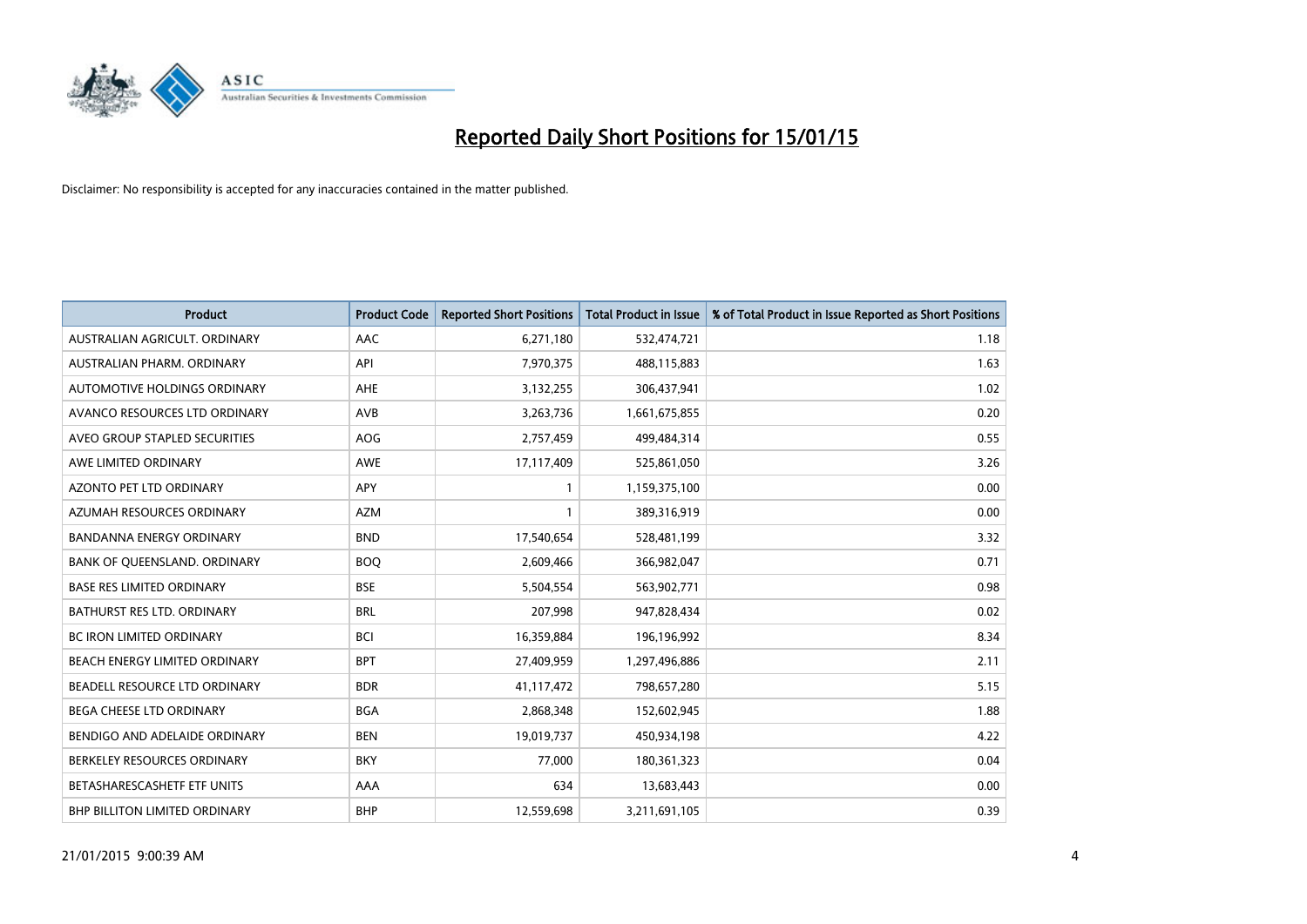# Reported Daily Short Positions for 15/01/15

Disclaimer: No responsibility is accepted for any inaccuracies contained in the matter published.

| Product | Product Code | Reported Short Positions | Total Product in Issue | % of Total Product in Issue Reported as Short Positions |
|---|---|---|---|---|
| AUSTRALIAN AGRICULT. ORDINARY | AAC | 6,271,180 | 532,474,721 | 1.18 |
| AUSTRALIAN PHARM. ORDINARY | API | 7,970,375 | 488,115,883 | 1.63 |
| AUTOMOTIVE HOLDINGS ORDINARY | AHE | 3,132,255 | 306,437,941 | 1.02 |
| AVANCO RESOURCES LTD ORDINARY | AVB | 3,263,736 | 1,661,675,855 | 0.20 |
| AVEO GROUP STAPLED SECURITIES | AOG | 2,757,459 | 499,484,314 | 0.55 |
| AWE LIMITED ORDINARY | AWE | 17,117,409 | 525,861,050 | 3.26 |
| AZONTO PET LTD ORDINARY | APY | 1 | 1,159,375,100 | 0.00 |
| AZUMAH RESOURCES ORDINARY | AZM | 1 | 389,316,919 | 0.00 |
| BANDANNA ENERGY ORDINARY | BND | 17,540,654 | 528,481,199 | 3.32 |
| BANK OF QUEENSLAND. ORDINARY | BOQ | 2,609,466 | 366,982,047 | 0.71 |
| BASE RES LIMITED ORDINARY | BSE | 5,504,554 | 563,902,771 | 0.98 |
| BATHURST RES LTD. ORDINARY | BRL | 207,998 | 947,828,434 | 0.02 |
| BC IRON LIMITED ORDINARY | BCI | 16,359,884 | 196,196,992 | 8.34 |
| BEACH ENERGY LIMITED ORDINARY | BPT | 27,409,959 | 1,297,496,886 | 2.11 |
| BEADELL RESOURCE LTD ORDINARY | BDR | 41,117,472 | 798,657,280 | 5.15 |
| BEGA CHEESE LTD ORDINARY | BGA | 2,868,348 | 152,602,945 | 1.88 |
| BENDIGO AND ADELAIDE ORDINARY | BEN | 19,019,737 | 450,934,198 | 4.22 |
| BERKELEY RESOURCES ORDINARY | BKY | 77,000 | 180,361,323 | 0.04 |
| BETASHARESCASHETF ETF UNITS | AAA | 634 | 13,683,443 | 0.00 |
| BHP BILLITON LIMITED ORDINARY | BHP | 12,559,698 | 3,211,691,105 | 0.39 |

21/01/2015 9:00:39 AM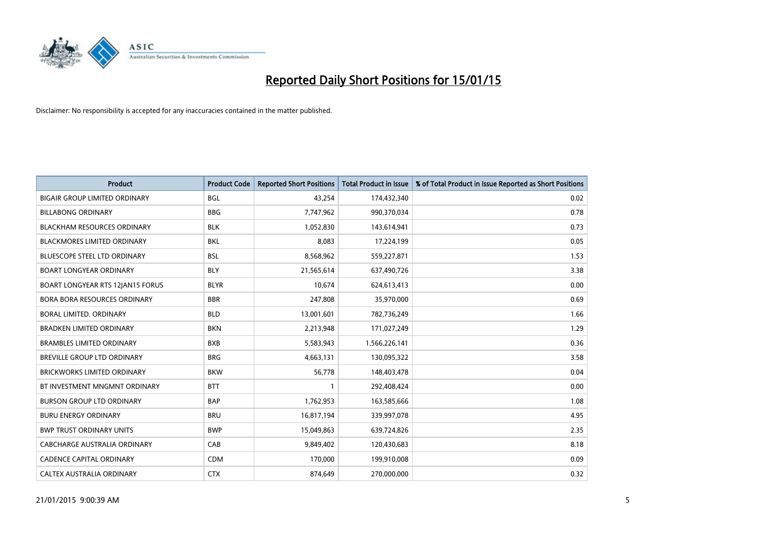# Reported Daily Short Positions for 15/01/15

Disclaimer: No responsibility is accepted for any inaccuracies contained in the matter published.

| Product | Product Code | Reported Short Positions | Total Product in Issue | % of Total Product in Issue Reported as Short Positions |
|---|---|---|---|---|
| BIGAIR GROUP LIMITED ORDINARY | BGL | 43,254 | 174,432,340 | 0.02 |
| BILLABONG ORDINARY | BBG | 7,747,962 | 990,370,034 | 0.78 |
| BLACKHAM RESOURCES ORDINARY | BLK | 1,052,830 | 143,614,941 | 0.73 |
| BLACKMORES LIMITED ORDINARY | BKL | 8,083 | 17,224,199 | 0.05 |
| BLUESCOPE STEEL LTD ORDINARY | BSL | 8,568,962 | 559,227,871 | 1.53 |
| BOART LONGYEAR ORDINARY | BLY | 21,565,614 | 637,490,726 | 3.38 |
| BOART LONGYEAR RTS 12JAN15 FORUS | BLYR | 10,674 | 624,613,413 | 0.00 |
| BORA BORA RESOURCES ORDINARY | BBR | 247,808 | 35,970,000 | 0.69 |
| BORAL LIMITED. ORDINARY | BLD | 13,001,601 | 782,736,249 | 1.66 |
| BRADKEN LIMITED ORDINARY | BKN | 2,213,948 | 171,027,249 | 1.29 |
| BRAMBLES LIMITED ORDINARY | BXB | 5,583,943 | 1,566,226,141 | 0.36 |
| BREVILLE GROUP LTD ORDINARY | BRG | 4,663,131 | 130,095,322 | 3.58 |
| BRICKWORKS LIMITED ORDINARY | BKW | 56,778 | 148,403,478 | 0.04 |
| BT INVESTMENT MNGMNT ORDINARY | BTT | 1 | 292,408,424 | 0.00 |
| BURSON GROUP LTD ORDINARY | BAP | 1,762,953 | 163,585,666 | 1.08 |
| BURU ENERGY ORDINARY | BRU | 16,817,194 | 339,997,078 | 4.95 |
| BWP TRUST ORDINARY UNITS | BWP | 15,049,863 | 639,724,826 | 2.35 |
| CABCHARGE AUSTRALIA ORDINARY | CAB | 9,849,402 | 120,430,683 | 8.18 |
| CADENCE CAPITAL ORDINARY | CDM | 170,000 | 199,910,008 | 0.09 |
| CALTEX AUSTRALIA ORDINARY | CTX | 874,649 | 270,000,000 | 0.32 |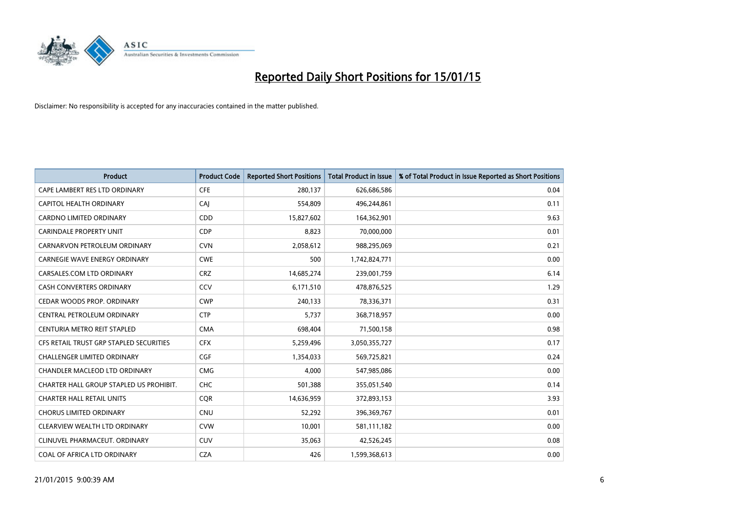# Reported Daily Short Positions for 15/01/15

Disclaimer: No responsibility is accepted for any inaccuracies contained in the matter published.

| Product | Product Code | Reported Short Positions | Total Product in Issue | % of Total Product in Issue Reported as Short Positions |
|---|---|---|---|---|
| CAPE LAMBERT RES LTD ORDINARY | CFE | 280,137 | 626,686,586 | 0.04 |
| CAPITOL HEALTH ORDINARY | CAJ | 554,809 | 496,244,861 | 0.11 |
| CARDNO LIMITED ORDINARY | CDD | 15,827,602 | 164,362,901 | 9.63 |
| CARINDALE PROPERTY UNIT | CDP | 8,823 | 70,000,000 | 0.01 |
| CARNARVON PETROLEUM ORDINARY | CVN | 2,058,612 | 988,295,069 | 0.21 |
| CARNEGIE WAVE ENERGY ORDINARY | CWE | 500 | 1,742,824,771 | 0.00 |
| CARSALES.COM LTD ORDINARY | CRZ | 14,685,274 | 239,001,759 | 6.14 |
| CASH CONVERTERS ORDINARY | CCV | 6,171,510 | 478,876,525 | 1.29 |
| CEDAR WOODS PROP. ORDINARY | CWP | 240,133 | 78,336,371 | 0.31 |
| CENTRAL PETROLEUM ORDINARY | CTP | 5,737 | 368,718,957 | 0.00 |
| CENTURIA METRO REIT STAPLED | CMA | 698,404 | 71,500,158 | 0.98 |
| CFS RETAIL TRUST GRP STAPLED SECURITIES | CFX | 5,259,496 | 3,050,355,727 | 0.17 |
| CHALLENGER LIMITED ORDINARY | CGF | 1,354,033 | 569,725,821 | 0.24 |
| CHANDLER MACLEOD LTD ORDINARY | CMG | 4,000 | 547,985,086 | 0.00 |
| CHARTER HALL GROUP STAPLED US PROHIBIT. | CHC | 501,388 | 355,051,540 | 0.14 |
| CHARTER HALL RETAIL UNITS | CQR | 14,636,959 | 372,893,153 | 3.93 |
| CHORUS LIMITED ORDINARY | CNU | 52,292 | 396,369,767 | 0.01 |
| CLEARVIEW WEALTH LTD ORDINARY | CVW | 10,001 | 581,111,182 | 0.00 |
| CLINUVEL PHARMACEUT. ORDINARY | CUV | 35,063 | 42,526,245 | 0.08 |
| COAL OF AFRICA LTD ORDINARY | CZA | 426 | 1,599,368,613 | 0.00 |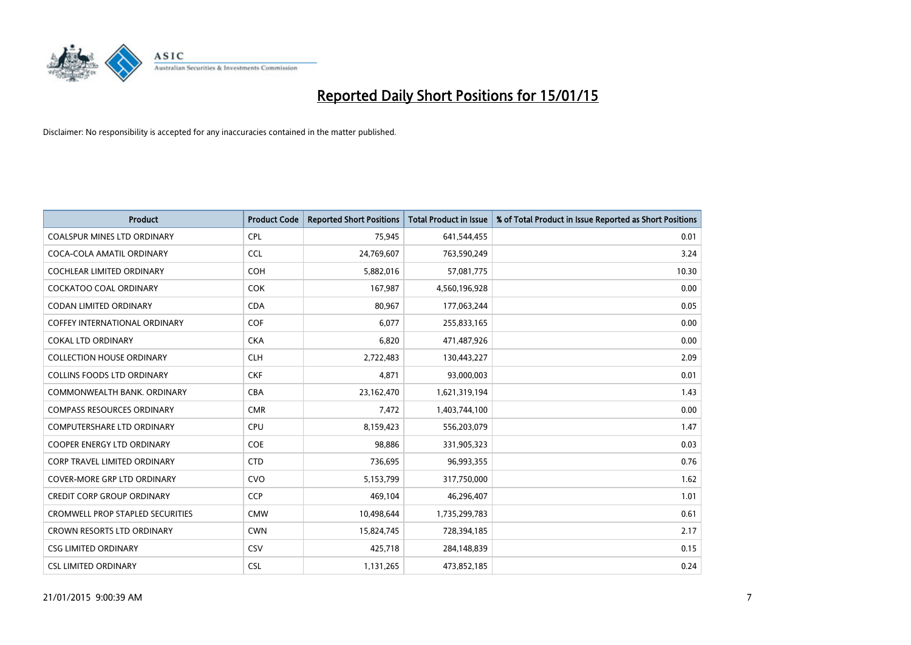# Reported Daily Short Positions for 15/01/15

Disclaimer: No responsibility is accepted for any inaccuracies contained in the matter published.

| Product | Product Code | Reported Short Positions | Total Product in Issue | % of Total Product in Issue Reported as Short Positions |
|---|---|---|---|---|
| COALSPUR MINES LTD ORDINARY | CPL | 75,945 | 641,544,455 | 0.01 |
| COCA-COLA AMATIL ORDINARY | CCL | 24,769,607 | 763,590,249 | 3.24 |
| COCHLEAR LIMITED ORDINARY | COH | 5,882,016 | 57,081,775 | 10.30 |
| COCKATOO COAL ORDINARY | COK | 167,987 | 4,560,196,928 | 0.00 |
| CODAN LIMITED ORDINARY | CDA | 80,967 | 177,063,244 | 0.05 |
| COFFEY INTERNATIONAL ORDINARY | COF | 6,077 | 255,833,165 | 0.00 |
| COKAL LTD ORDINARY | CKA | 6,820 | 471,487,926 | 0.00 |
| COLLECTION HOUSE ORDINARY | CLH | 2,722,483 | 130,443,227 | 2.09 |
| COLLINS FOODS LTD ORDINARY | CKF | 4,871 | 93,000,003 | 0.01 |
| COMMONWEALTH BANK. ORDINARY | CBA | 23,162,470 | 1,621,319,194 | 1.43 |
| COMPASS RESOURCES ORDINARY | CMR | 7,472 | 1,403,744,100 | 0.00 |
| COMPUTERSHARE LTD ORDINARY | CPU | 8,159,423 | 556,203,079 | 1.47 |
| COOPER ENERGY LTD ORDINARY | COE | 98,886 | 331,905,323 | 0.03 |
| CORP TRAVEL LIMITED ORDINARY | CTD | 736,695 | 96,993,355 | 0.76 |
| COVER-MORE GRP LTD ORDINARY | CVO | 5,153,799 | 317,750,000 | 1.62 |
| CREDIT CORP GROUP ORDINARY | CCP | 469,104 | 46,296,407 | 1.01 |
| CROMWELL PROP STAPLED SECURITIES | CMW | 10,498,644 | 1,735,299,783 | 0.61 |
| CROWN RESORTS LTD ORDINARY | CWN | 15,824,745 | 728,394,185 | 2.17 |
| CSG LIMITED ORDINARY | CSV | 425,718 | 284,148,839 | 0.15 |
| CSL LIMITED ORDINARY | CSL | 1,131,265 | 473,852,185 | 0.24 |

21/01/2015 9:00:39 AM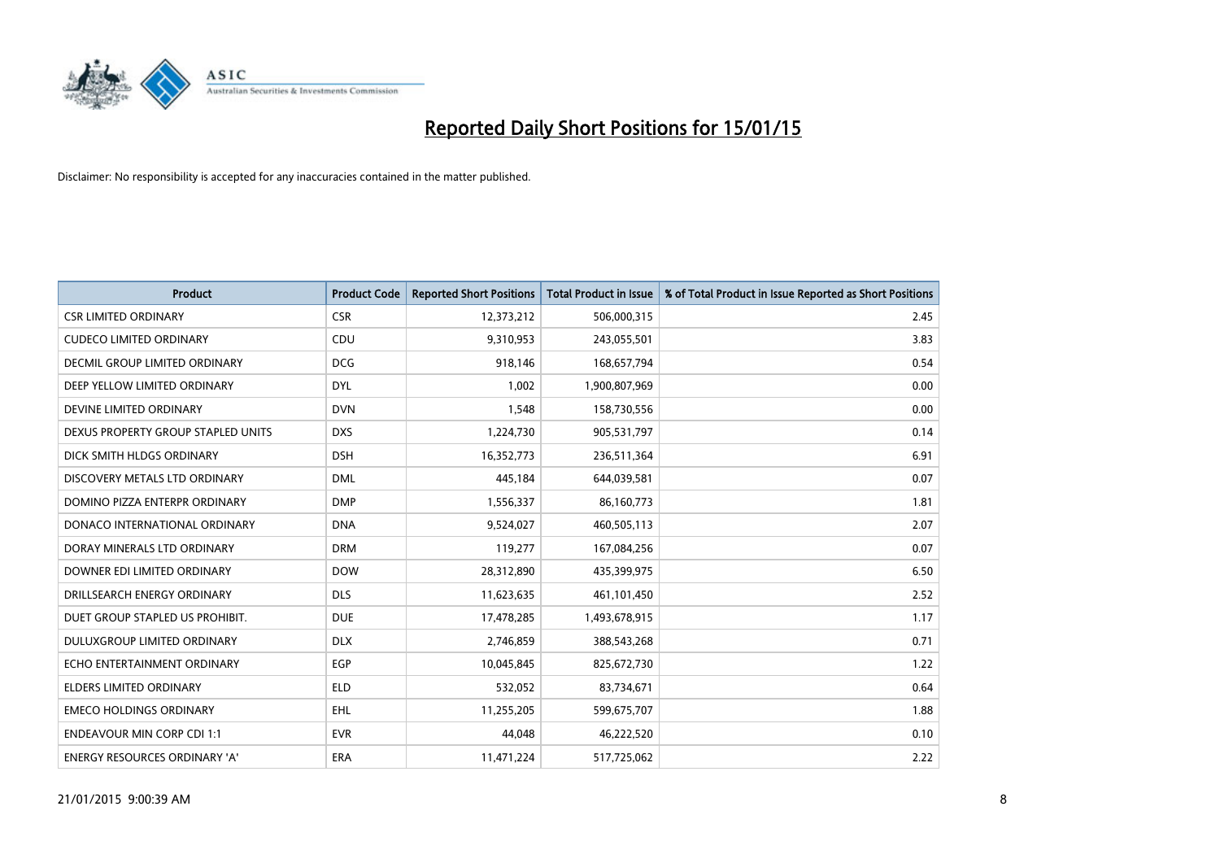# Reported Daily Short Positions for 15/01/15

Disclaimer: No responsibility is accepted for any inaccuracies contained in the matter published.

| Product | Product Code | Reported Short Positions | Total Product in Issue | % of Total Product in Issue Reported as Short Positions |
|---|---|---|---|---|
| CSR LIMITED ORDINARY | CSR | 12,373,212 | 506,000,315 | 2.45 |
| CUDECO LIMITED ORDINARY | CDU | 9,310,953 | 243,055,501 | 3.83 |
| DECMIL GROUP LIMITED ORDINARY | DCG | 918,146 | 168,657,794 | 0.54 |
| DEEP YELLOW LIMITED ORDINARY | DYL | 1,002 | 1,900,807,969 | 0.00 |
| DEVINE LIMITED ORDINARY | DVN | 1,548 | 158,730,556 | 0.00 |
| DEXUS PROPERTY GROUP STAPLED UNITS | DXS | 1,224,730 | 905,531,797 | 0.14 |
| DICK SMITH HLDGS ORDINARY | DSH | 16,352,773 | 236,511,364 | 6.91 |
| DISCOVERY METALS LTD ORDINARY | DML | 445,184 | 644,039,581 | 0.07 |
| DOMINO PIZZA ENTERPR ORDINARY | DMP | 1,556,337 | 86,160,773 | 1.81 |
| DONACO INTERNATIONAL ORDINARY | DNA | 9,524,027 | 460,505,113 | 2.07 |
| DORAY MINERALS LTD ORDINARY | DRM | 119,277 | 167,084,256 | 0.07 |
| DOWNER EDI LIMITED ORDINARY | DOW | 28,312,890 | 435,399,975 | 6.50 |
| DRILLSEARCH ENERGY ORDINARY | DLS | 11,623,635 | 461,101,450 | 2.52 |
| DUET GROUP STAPLED US PROHIBIT. | DUE | 17,478,285 | 1,493,678,915 | 1.17 |
| DULUXGROUP LIMITED ORDINARY | DLX | 2,746,859 | 388,543,268 | 0.71 |
| ECHO ENTERTAINMENT ORDINARY | EGP | 10,045,845 | 825,672,730 | 1.22 |
| ELDERS LIMITED ORDINARY | ELD | 532,052 | 83,734,671 | 0.64 |
| EMECO HOLDINGS ORDINARY | EHL | 11,255,205 | 599,675,707 | 1.88 |
| ENDEAVOUR MIN CORP CDI 1:1 | EVR | 44,048 | 46,222,520 | 0.10 |
| ENERGY RESOURCES ORDINARY 'A' | ERA | 11,471,224 | 517,725,062 | 2.22 |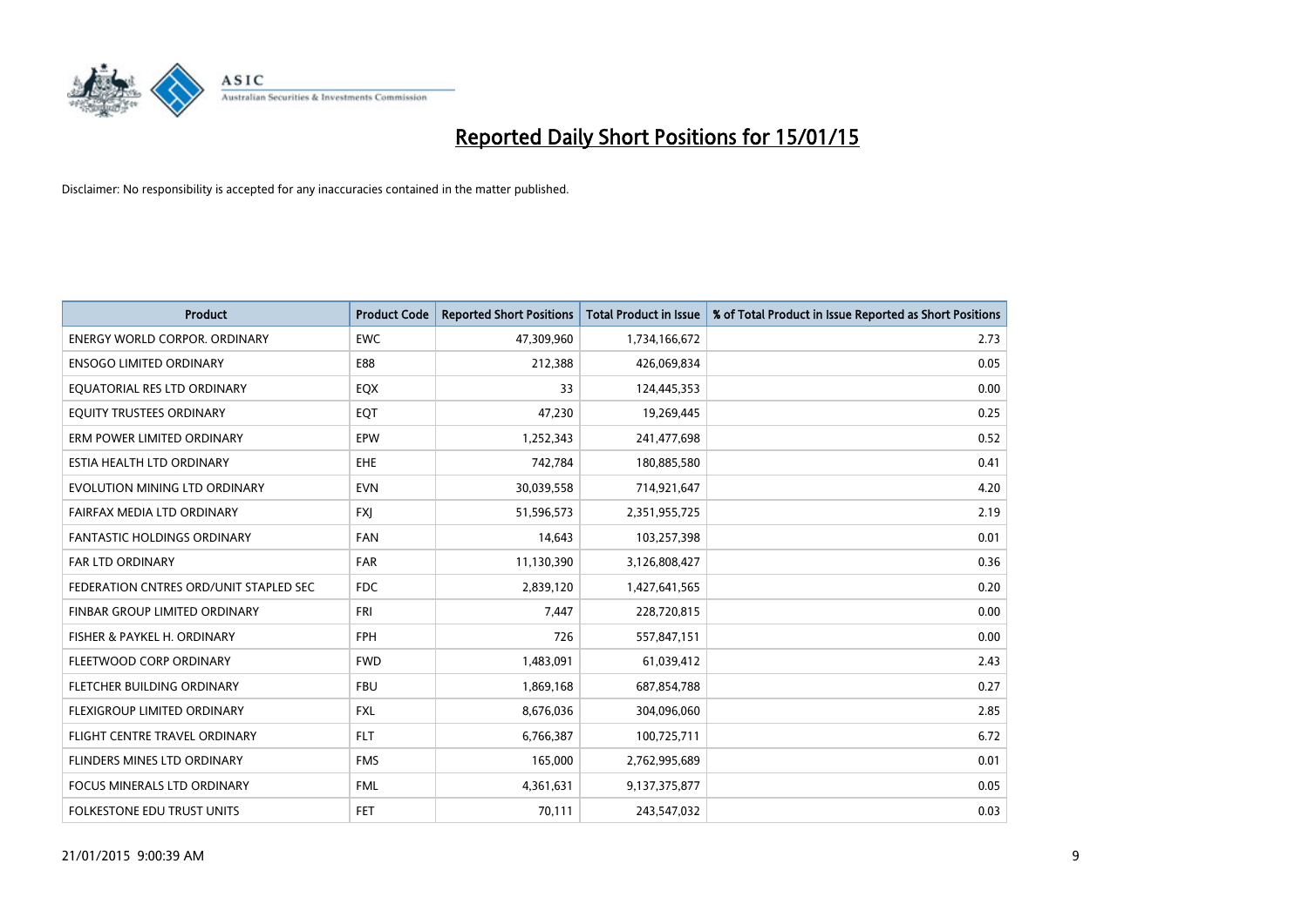# Reported Daily Short Positions for 15/01/15

Disclaimer: No responsibility is accepted for any inaccuracies contained in the matter published.

| Product | Product Code | Reported Short Positions | Total Product in Issue | % of Total Product in Issue Reported as Short Positions |
|---|---|---|---|---|
| ENERGY WORLD CORPOR. ORDINARY | EWC | 47,309,960 | 1,734,166,672 | 2.73 |
| ENSOGO LIMITED ORDINARY | E88 | 212,388 | 426,069,834 | 0.05 |
| EQUATORIAL RES LTD ORDINARY | EQX | 33 | 124,445,353 | 0.00 |
| EQUITY TRUSTEES ORDINARY | EQT | 47,230 | 19,269,445 | 0.25 |
| ERM POWER LIMITED ORDINARY | EPW | 1,252,343 | 241,477,698 | 0.52 |
| ESTIA HEALTH LTD ORDINARY | EHE | 742,784 | 180,885,580 | 0.41 |
| EVOLUTION MINING LTD ORDINARY | EVN | 30,039,558 | 714,921,647 | 4.20 |
| FAIRFAX MEDIA LTD ORDINARY | FXJ | 51,596,573 | 2,351,955,725 | 2.19 |
| FANTASTIC HOLDINGS ORDINARY | FAN | 14,643 | 103,257,398 | 0.01 |
| FAR LTD ORDINARY | FAR | 11,130,390 | 3,126,808,427 | 0.36 |
| FEDERATION CNTRES ORD/UNIT STAPLED SEC | FDC | 2,839,120 | 1,427,641,565 | 0.20 |
| FINBAR GROUP LIMITED ORDINARY | FRI | 7,447 | 228,720,815 | 0.00 |
| FISHER & PAYKEL H. ORDINARY | FPH | 726 | 557,847,151 | 0.00 |
| FLEETWOOD CORP ORDINARY | FWD | 1,483,091 | 61,039,412 | 2.43 |
| FLETCHER BUILDING ORDINARY | FBU | 1,869,168 | 687,854,788 | 0.27 |
| FLEXIGROUP LIMITED ORDINARY | FXL | 8,676,036 | 304,096,060 | 2.85 |
| FLIGHT CENTRE TRAVEL ORDINARY | FLT | 6,766,387 | 100,725,711 | 6.72 |
| FLINDERS MINES LTD ORDINARY | FMS | 165,000 | 2,762,995,689 | 0.01 |
| FOCUS MINERALS LTD ORDINARY | FML | 4,361,631 | 9,137,375,877 | 0.05 |
| FOLKESTONE EDU TRUST UNITS | FET | 70,111 | 243,547,032 | 0.03 |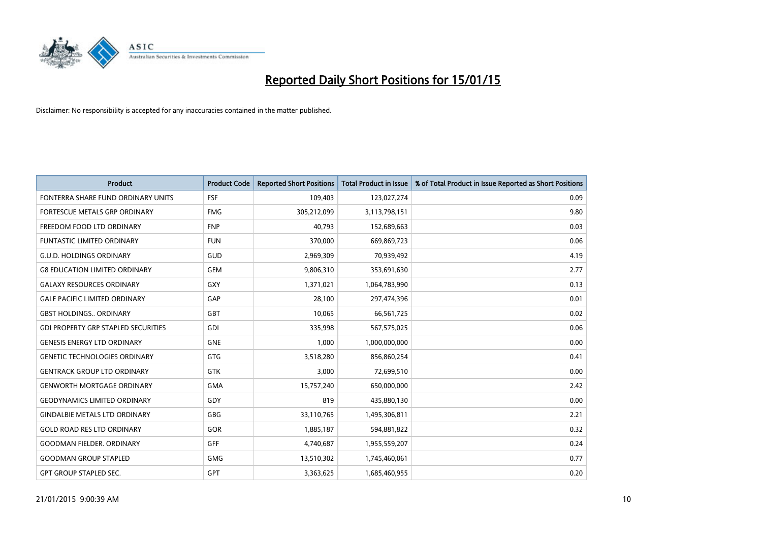# Reported Daily Short Positions for 15/01/15

Disclaimer: No responsibility is accepted for any inaccuracies contained in the matter published.

| Product | Product Code | Reported Short Positions | Total Product in Issue | % of Total Product in Issue Reported as Short Positions |
|---|---|---|---|---|
| FONTERRA SHARE FUND ORDINARY UNITS | FSF | 109,403 | 123,027,274 | 0.09 |
| FORTESCUE METALS GRP ORDINARY | FMG | 305,212,099 | 3,113,798,151 | 9.80 |
| FREEDOM FOOD LTD ORDINARY | FNP | 40,793 | 152,689,663 | 0.03 |
| FUNTASTIC LIMITED ORDINARY | FUN | 370,000 | 669,869,723 | 0.06 |
| G.U.D. HOLDINGS ORDINARY | GUD | 2,969,309 | 70,939,492 | 4.19 |
| G8 EDUCATION LIMITED ORDINARY | GEM | 9,806,310 | 353,691,630 | 2.77 |
| GALAXY RESOURCES ORDINARY | GXY | 1,371,021 | 1,064,783,990 | 0.13 |
| GALE PACIFIC LIMITED ORDINARY | GAP | 28,100 | 297,474,396 | 0.01 |
| GBST HOLDINGS.. ORDINARY | GBT | 10,065 | 66,561,725 | 0.02 |
| GDI PROPERTY GRP STAPLED SECURITIES | GDI | 335,998 | 567,575,025 | 0.06 |
| GENESIS ENERGY LTD ORDINARY | GNE | 1,000 | 1,000,000,000 | 0.00 |
| GENETIC TECHNOLOGIES ORDINARY | GTG | 3,518,280 | 856,860,254 | 0.41 |
| GENTRACK GROUP LTD ORDINARY | GTK | 3,000 | 72,699,510 | 0.00 |
| GENWORTH MORTGAGE ORDINARY | GMA | 15,757,240 | 650,000,000 | 2.42 |
| GEODYNAMICS LIMITED ORDINARY | GDY | 819 | 435,880,130 | 0.00 |
| GINDALBIE METALS LTD ORDINARY | GBG | 33,110,765 | 1,495,306,811 | 2.21 |
| GOLD ROAD RES LTD ORDINARY | GOR | 1,885,187 | 594,881,822 | 0.32 |
| GOODMAN FIELDER. ORDINARY | GFF | 4,740,687 | 1,955,559,207 | 0.24 |
| GOODMAN GROUP STAPLED | GMG | 13,510,302 | 1,745,460,061 | 0.77 |
| GPT GROUP STAPLED SEC. | GPT | 3,363,625 | 1,685,460,955 | 0.20 |

21/01/2015 9:00:39 AM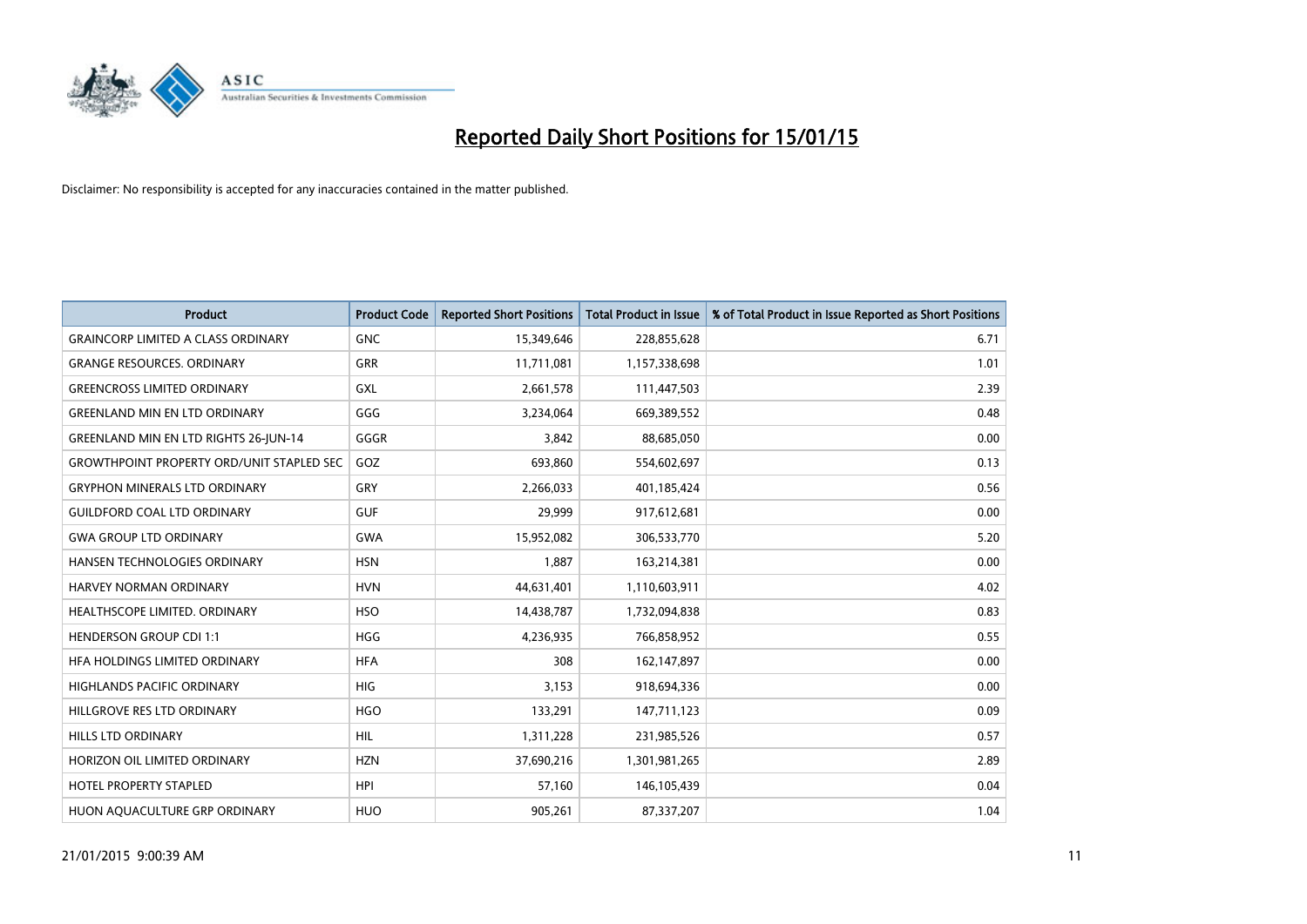# Reported Daily Short Positions for 15/01/15

Disclaimer: No responsibility is accepted for any inaccuracies contained in the matter published.

| Product | Product Code | Reported Short Positions | Total Product in Issue | % of Total Product in Issue Reported as Short Positions |
|---|---|---|---|---|
| GRAINCORP LIMITED A CLASS ORDINARY | GNC | 15,349,646 | 228,855,628 | 6.71 |
| GRANGE RESOURCES. ORDINARY | GRR | 11,711,081 | 1,157,338,698 | 1.01 |
| GREENCROSS LIMITED ORDINARY | GXL | 2,661,578 | 111,447,503 | 2.39 |
| GREENLAND MIN EN LTD ORDINARY | GGG | 3,234,064 | 669,389,552 | 0.48 |
| GREENLAND MIN EN LTD RIGHTS 26-JUN-14 | GGGR | 3,842 | 88,685,050 | 0.00 |
| GROWTHPOINT PROPERTY ORD/UNIT STAPLED SEC | GOZ | 693,860 | 554,602,697 | 0.13 |
| GRYPHON MINERALS LTD ORDINARY | GRY | 2,266,033 | 401,185,424 | 0.56 |
| GUILDFORD COAL LTD ORDINARY | GUF | 29,999 | 917,612,681 | 0.00 |
| GWA GROUP LTD ORDINARY | GWA | 15,952,082 | 306,533,770 | 5.20 |
| HANSEN TECHNOLOGIES ORDINARY | HSN | 1,887 | 163,214,381 | 0.00 |
| HARVEY NORMAN ORDINARY | HVN | 44,631,401 | 1,110,603,911 | 4.02 |
| HEALTHSCOPE LIMITED. ORDINARY | HSO | 14,438,787 | 1,732,094,838 | 0.83 |
| HENDERSON GROUP CDI 1:1 | HGG | 4,236,935 | 766,858,952 | 0.55 |
| HFA HOLDINGS LIMITED ORDINARY | HFA | 308 | 162,147,897 | 0.00 |
| HIGHLANDS PACIFIC ORDINARY | HIG | 3,153 | 918,694,336 | 0.00 |
| HILLGROVE RES LTD ORDINARY | HGO | 133,291 | 147,711,123 | 0.09 |
| HILLS LTD ORDINARY | HIL | 1,311,228 | 231,985,526 | 0.57 |
| HORIZON OIL LIMITED ORDINARY | HZN | 37,690,216 | 1,301,981,265 | 2.89 |
| HOTEL PROPERTY STAPLED | HPI | 57,160 | 146,105,439 | 0.04 |
| HUON AQUACULTURE GRP ORDINARY | HUO | 905,261 | 87,337,207 | 1.04 |

21/01/2015 9:00:39 AM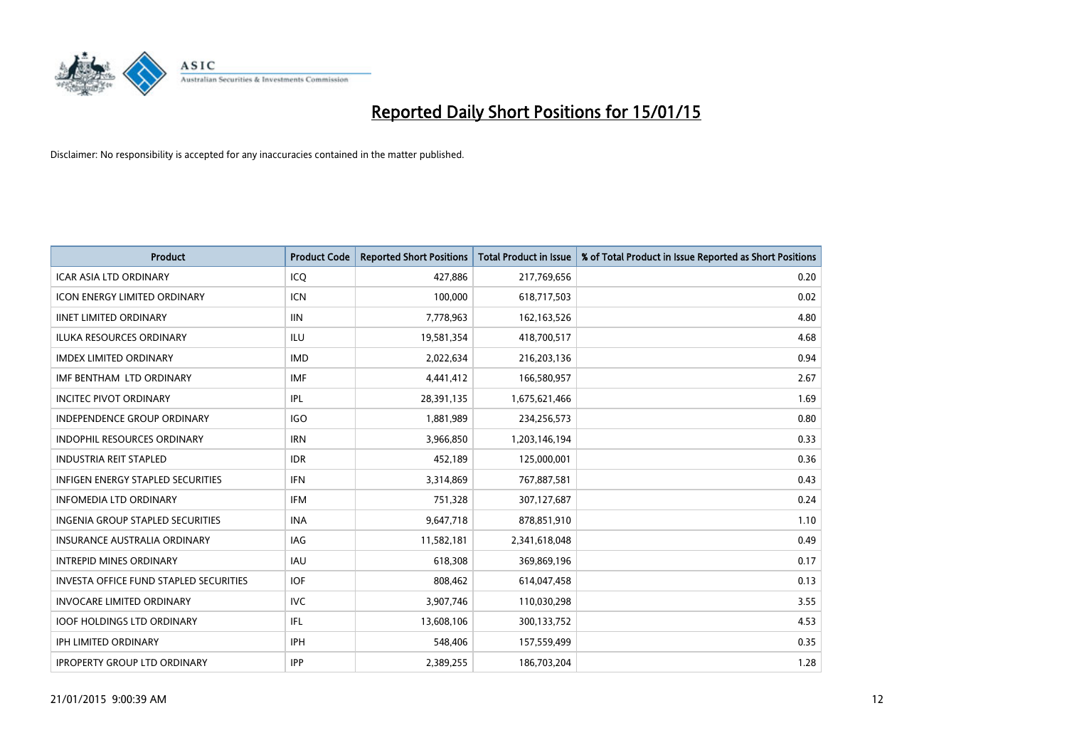# Reported Daily Short Positions for 15/01/15

Disclaimer: No responsibility is accepted for any inaccuracies contained in the matter published.

| Product | Product Code | Reported Short Positions | Total Product in Issue | % of Total Product in Issue Reported as Short Positions |
|---|---|---|---|---|
| ICAR ASIA LTD ORDINARY | ICQ | 427,886 | 217,769,656 | 0.20 |
| ICON ENERGY LIMITED ORDINARY | ICN | 100,000 | 618,717,503 | 0.02 |
| IINET LIMITED ORDINARY | IIN | 7,778,963 | 162,163,526 | 4.80 |
| ILUKA RESOURCES ORDINARY | ILU | 19,581,354 | 418,700,517 | 4.68 |
| IMDEX LIMITED ORDINARY | IMD | 2,022,634 | 216,203,136 | 0.94 |
| IMF BENTHAM LTD ORDINARY | IMF | 4,441,412 | 166,580,957 | 2.67 |
| INCITEC PIVOT ORDINARY | IPL | 28,391,135 | 1,675,621,466 | 1.69 |
| INDEPENDENCE GROUP ORDINARY | IGO | 1,881,989 | 234,256,573 | 0.80 |
| INDOPHIL RESOURCES ORDINARY | IRN | 3,966,850 | 1,203,146,194 | 0.33 |
| INDUSTRIA REIT STAPLED | IDR | 452,189 | 125,000,001 | 0.36 |
| INFIGEN ENERGY STAPLED SECURITIES | IFN | 3,314,869 | 767,887,581 | 0.43 |
| INFOMEDIA LTD ORDINARY | IFM | 751,328 | 307,127,687 | 0.24 |
| INGENIA GROUP STAPLED SECURITIES | INA | 9,647,718 | 878,851,910 | 1.10 |
| INSURANCE AUSTRALIA ORDINARY | IAG | 11,582,181 | 2,341,618,048 | 0.49 |
| INTREPID MINES ORDINARY | IAU | 618,308 | 369,869,196 | 0.17 |
| INVESTA OFFICE FUND STAPLED SECURITIES | IOF | 808,462 | 614,047,458 | 0.13 |
| INVOCARE LIMITED ORDINARY | IVC | 3,907,746 | 110,030,298 | 3.55 |
| IOOF HOLDINGS LTD ORDINARY | IFL | 13,608,106 | 300,133,752 | 4.53 |
| IPH LIMITED ORDINARY | IPH | 548,406 | 157,559,499 | 0.35 |
| IPROPERTY GROUP LTD ORDINARY | IPP | 2,389,255 | 186,703,204 | 1.28 |

21/01/2015 9:00:39 AM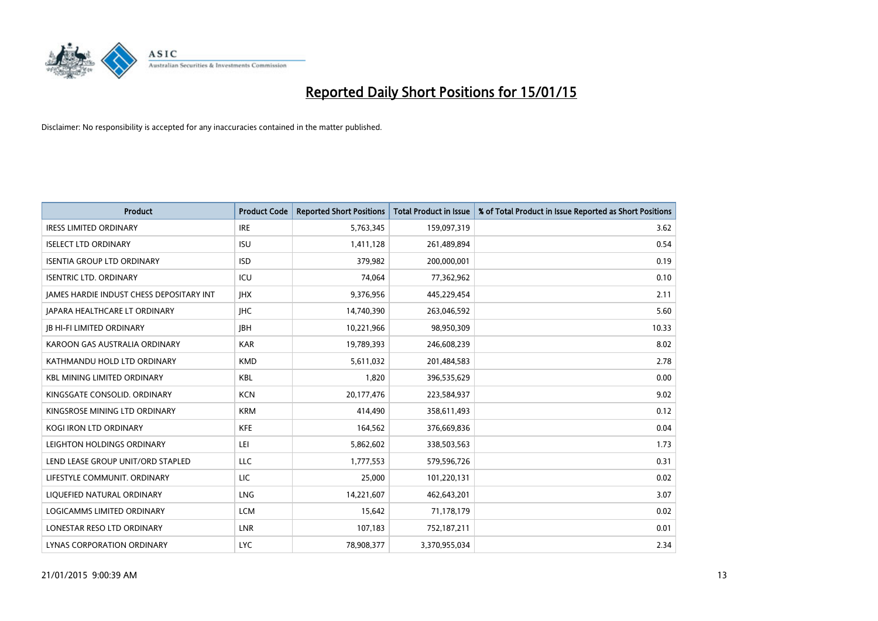# Reported Daily Short Positions for 15/01/15

Disclaimer: No responsibility is accepted for any inaccuracies contained in the matter published.

| Product | Product Code | Reported Short Positions | Total Product in Issue | % of Total Product in Issue Reported as Short Positions |
|---|---|---|---|---|
| IRESS LIMITED ORDINARY | IRE | 5,763,345 | 159,097,319 | 3.62 |
| ISELECT LTD ORDINARY | ISU | 1,411,128 | 261,489,894 | 0.54 |
| ISENTIA GROUP LTD ORDINARY | ISD | 379,982 | 200,000,001 | 0.19 |
| ISENTRIC LTD. ORDINARY | ICU | 74,064 | 77,362,962 | 0.10 |
| JAMES HARDIE INDUST CHESS DEPOSITARY INT | JHX | 9,376,956 | 445,229,454 | 2.11 |
| JAPARA HEALTHCARE LT ORDINARY | JHC | 14,740,390 | 263,046,592 | 5.60 |
| JB HI-FI LIMITED ORDINARY | JBH | 10,221,966 | 98,950,309 | 10.33 |
| KAROON GAS AUSTRALIA ORDINARY | KAR | 19,789,393 | 246,608,239 | 8.02 |
| KATHMANDU HOLD LTD ORDINARY | KMD | 5,611,032 | 201,484,583 | 2.78 |
| KBL MINING LIMITED ORDINARY | KBL | 1,820 | 396,535,629 | 0.00 |
| KINGSGATE CONSOLID. ORDINARY | KCN | 20,177,476 | 223,584,937 | 9.02 |
| KINGSROSE MINING LTD ORDINARY | KRM | 414,490 | 358,611,493 | 0.12 |
| KOGI IRON LTD ORDINARY | KFE | 164,562 | 376,669,836 | 0.04 |
| LEIGHTON HOLDINGS ORDINARY | LEI | 5,862,602 | 338,503,563 | 1.73 |
| LEND LEASE GROUP UNIT/ORD STAPLED | LLC | 1,777,553 | 579,596,726 | 0.31 |
| LIFESTYLE COMMUNIT. ORDINARY | LIC | 25,000 | 101,220,131 | 0.02 |
| LIQUEFIED NATURAL ORDINARY | LNG | 14,221,607 | 462,643,201 | 3.07 |
| LOGICAMMS LIMITED ORDINARY | LCM | 15,642 | 71,178,179 | 0.02 |
| LONESTAR RESO LTD ORDINARY | LNR | 107,183 | 752,187,211 | 0.01 |
| LYNAS CORPORATION ORDINARY | LYC | 78,908,377 | 3,370,955,034 | 2.34 |

21/01/2015 9:00:39 AM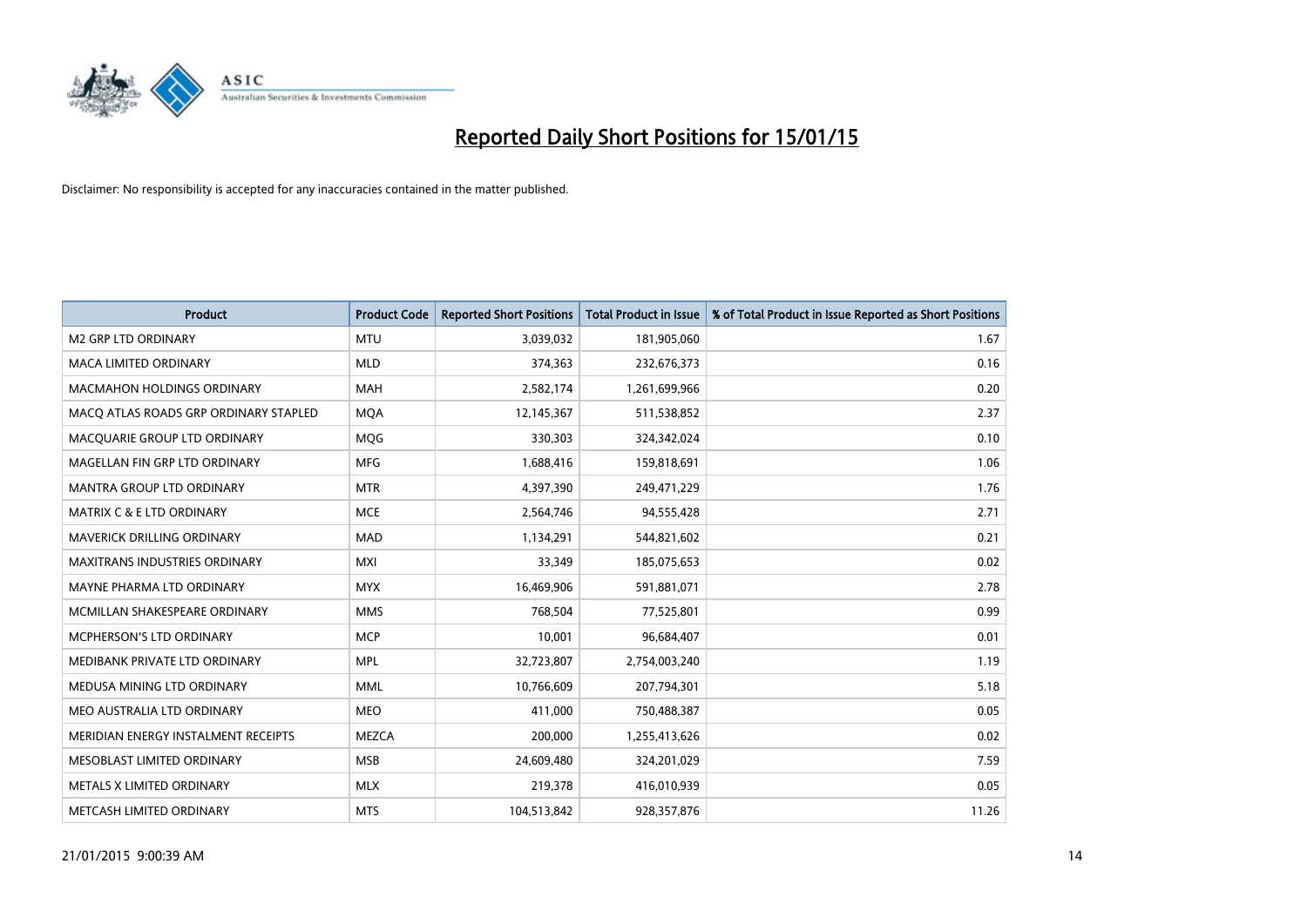# Reported Daily Short Positions for 15/01/15

Disclaimer: No responsibility is accepted for any inaccuracies contained in the matter published.

| Product | Product Code | Reported Short Positions | Total Product in Issue | % of Total Product in Issue Reported as Short Positions |
|---|---|---|---|---|
| M2 GRP LTD ORDINARY | MTU | 3,039,032 | 181,905,060 | 1.67 |
| MACA LIMITED ORDINARY | MLD | 374,363 | 232,676,373 | 0.16 |
| MACMAHON HOLDINGS ORDINARY | MAH | 2,582,174 | 1,261,699,966 | 0.20 |
| MACQ ATLAS ROADS GRP ORDINARY STAPLED | MQA | 12,145,367 | 511,538,852 | 2.37 |
| MACQUARIE GROUP LTD ORDINARY | MQG | 330,303 | 324,342,024 | 0.10 |
| MAGELLAN FIN GRP LTD ORDINARY | MFG | 1,688,416 | 159,818,691 | 1.06 |
| MANTRA GROUP LTD ORDINARY | MTR | 4,397,390 | 249,471,229 | 1.76 |
| MATRIX C & E LTD ORDINARY | MCE | 2,564,746 | 94,555,428 | 2.71 |
| MAVERICK DRILLING ORDINARY | MAD | 1,134,291 | 544,821,602 | 0.21 |
| MAXITRANS INDUSTRIES ORDINARY | MXI | 33,349 | 185,075,653 | 0.02 |
| MAYNE PHARMA LTD ORDINARY | MYX | 16,469,906 | 591,881,071 | 2.78 |
| MCMILLAN SHAKESPEARE ORDINARY | MMS | 768,504 | 77,525,801 | 0.99 |
| MCPHERSON'S LTD ORDINARY | MCP | 10,001 | 96,684,407 | 0.01 |
| MEDIBANK PRIVATE LTD ORDINARY | MPL | 32,723,807 | 2,754,003,240 | 1.19 |
| MEDUSA MINING LTD ORDINARY | MML | 10,766,609 | 207,794,301 | 5.18 |
| MEO AUSTRALIA LTD ORDINARY | MEO | 411,000 | 750,488,387 | 0.05 |
| MERIDIAN ENERGY INSTALMENT RECEIPTS | MEZCA | 200,000 | 1,255,413,626 | 0.02 |
| MESOBLAST LIMITED ORDINARY | MSB | 24,609,480 | 324,201,029 | 7.59 |
| METALS X LIMITED ORDINARY | MLX | 219,378 | 416,010,939 | 0.05 |
| METCASH LIMITED ORDINARY | MTS | 104,513,842 | 928,357,876 | 11.26 |

21/01/2015 9:00:39 AM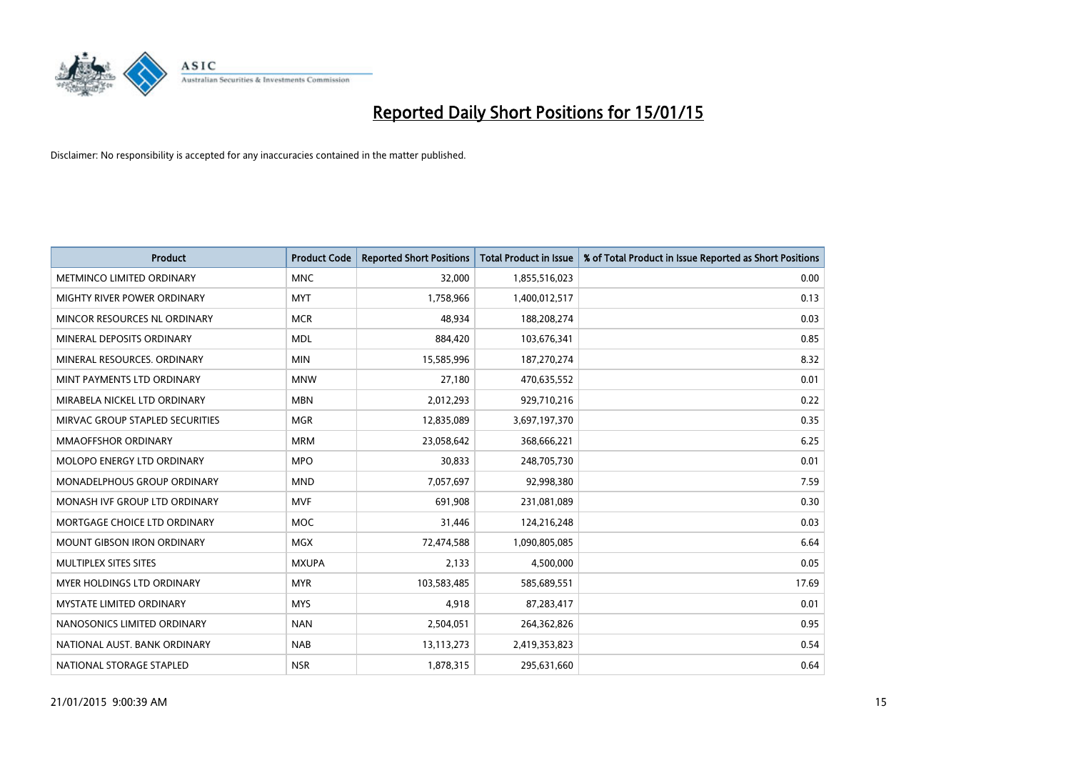# Reported Daily Short Positions for 15/01/15

Disclaimer: No responsibility is accepted for any inaccuracies contained in the matter published.

| Product | Product Code | Reported Short Positions | Total Product in Issue | % of Total Product in Issue Reported as Short Positions |
|---|---|---|---|---|
| METMINCO LIMITED ORDINARY | MNC | 32,000 | 1,855,516,023 | 0.00 |
| MIGHTY RIVER POWER ORDINARY | MYT | 1,758,966 | 1,400,012,517 | 0.13 |
| MINCOR RESOURCES NL ORDINARY | MCR | 48,934 | 188,208,274 | 0.03 |
| MINERAL DEPOSITS ORDINARY | MDL | 884,420 | 103,676,341 | 0.85 |
| MINERAL RESOURCES. ORDINARY | MIN | 15,585,996 | 187,270,274 | 8.32 |
| MINT PAYMENTS LTD ORDINARY | MNW | 27,180 | 470,635,552 | 0.01 |
| MIRABELA NICKEL LTD ORDINARY | MBN | 2,012,293 | 929,710,216 | 0.22 |
| MIRVAC GROUP STAPLED SECURITIES | MGR | 12,835,089 | 3,697,197,370 | 0.35 |
| MMAOFFSHOR ORDINARY | MRM | 23,058,642 | 368,666,221 | 6.25 |
| MOLOPO ENERGY LTD ORDINARY | MPO | 30,833 | 248,705,730 | 0.01 |
| MONADELPHOUS GROUP ORDINARY | MND | 7,057,697 | 92,998,380 | 7.59 |
| MONASH IVF GROUP LTD ORDINARY | MVF | 691,908 | 231,081,089 | 0.30 |
| MORTGAGE CHOICE LTD ORDINARY | MOC | 31,446 | 124,216,248 | 0.03 |
| MOUNT GIBSON IRON ORDINARY | MGX | 72,474,588 | 1,090,805,085 | 6.64 |
| MULTIPLEX SITES SITES | MXUPA | 2,133 | 4,500,000 | 0.05 |
| MYER HOLDINGS LTD ORDINARY | MYR | 103,583,485 | 585,689,551 | 17.69 |
| MYSTATE LIMITED ORDINARY | MYS | 4,918 | 87,283,417 | 0.01 |
| NANOSONICS LIMITED ORDINARY | NAN | 2,504,051 | 264,362,826 | 0.95 |
| NATIONAL AUST. BANK ORDINARY | NAB | 13,113,273 | 2,419,353,823 | 0.54 |
| NATIONAL STORAGE STAPLED | NSR | 1,878,315 | 295,631,660 | 0.64 |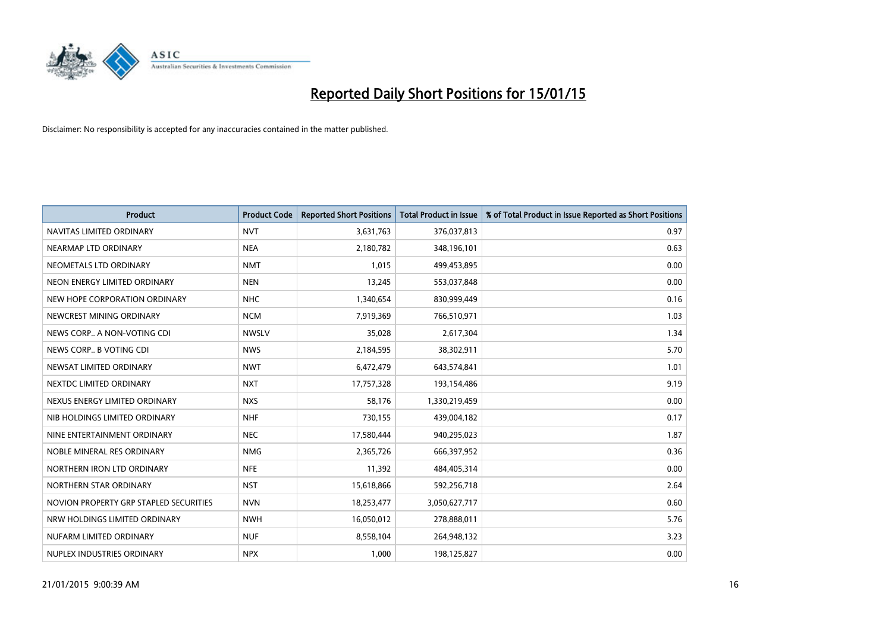# Reported Daily Short Positions for 15/01/15

Disclaimer: No responsibility is accepted for any inaccuracies contained in the matter published.

| Product | Product Code | Reported Short Positions | Total Product in Issue | % of Total Product in Issue Reported as Short Positions |
|---|---|---|---|---|
| NAVITAS LIMITED ORDINARY | NVT | 3,631,763 | 376,037,813 | 0.97 |
| NEARMAP LTD ORDINARY | NEA | 2,180,782 | 348,196,101 | 0.63 |
| NEOMETALS LTD ORDINARY | NMT | 1,015 | 499,453,895 | 0.00 |
| NEON ENERGY LIMITED ORDINARY | NEN | 13,245 | 553,037,848 | 0.00 |
| NEW HOPE CORPORATION ORDINARY | NHC | 1,340,654 | 830,999,449 | 0.16 |
| NEWCREST MINING ORDINARY | NCM | 7,919,369 | 766,510,971 | 1.03 |
| NEWS CORP.. A NON-VOTING CDI | NWSLV | 35,028 | 2,617,304 | 1.34 |
| NEWS CORP.. B VOTING CDI | NWS | 2,184,595 | 38,302,911 | 5.70 |
| NEWSAT LIMITED ORDINARY | NWT | 6,472,479 | 643,574,841 | 1.01 |
| NEXTDC LIMITED ORDINARY | NXT | 17,757,328 | 193,154,486 | 9.19 |
| NEXUS ENERGY LIMITED ORDINARY | NXS | 58,176 | 1,330,219,459 | 0.00 |
| NIB HOLDINGS LIMITED ORDINARY | NHF | 730,155 | 439,004,182 | 0.17 |
| NINE ENTERTAINMENT ORDINARY | NEC | 17,580,444 | 940,295,023 | 1.87 |
| NOBLE MINERAL RES ORDINARY | NMG | 2,365,726 | 666,397,952 | 0.36 |
| NORTHERN IRON LTD ORDINARY | NFE | 11,392 | 484,405,314 | 0.00 |
| NORTHERN STAR ORDINARY | NST | 15,618,866 | 592,256,718 | 2.64 |
| NOVION PROPERTY GRP STAPLED SECURITIES | NVN | 18,253,477 | 3,050,627,717 | 0.60 |
| NRW HOLDINGS LIMITED ORDINARY | NWH | 16,050,012 | 278,888,011 | 5.76 |
| NUFARM LIMITED ORDINARY | NUF | 8,558,104 | 264,948,132 | 3.23 |
| NUPLEX INDUSTRIES ORDINARY | NPX | 1,000 | 198,125,827 | 0.00 |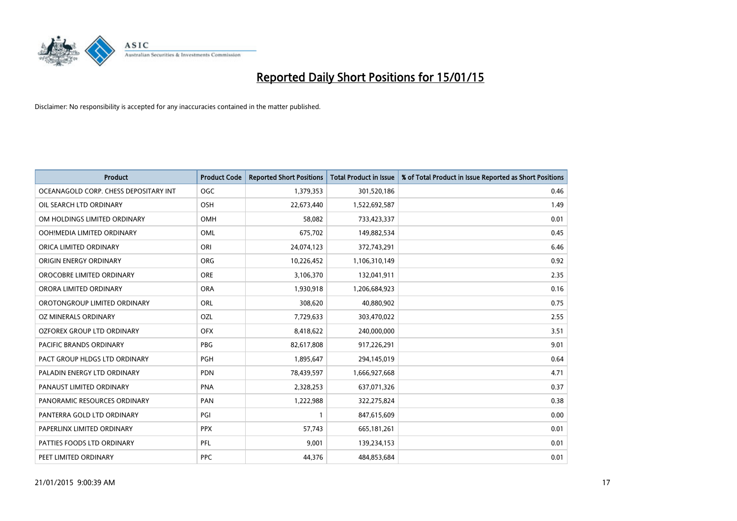# Reported Daily Short Positions for 15/01/15

Disclaimer: No responsibility is accepted for any inaccuracies contained in the matter published.

| Product | Product Code | Reported Short Positions | Total Product in Issue | % of Total Product in Issue Reported as Short Positions |
|---|---|---|---|---|
| OCEANAGOLD CORP. CHESS DEPOSITARY INT | OGC | 1,379,353 | 301,520,186 | 0.46 |
| OIL SEARCH LTD ORDINARY | OSH | 22,673,440 | 1,522,692,587 | 1.49 |
| OM HOLDINGS LIMITED ORDINARY | OMH | 58,082 | 733,423,337 | 0.01 |
| OOH!MEDIA LIMITED ORDINARY | OML | 675,702 | 149,882,534 | 0.45 |
| ORICA LIMITED ORDINARY | ORI | 24,074,123 | 372,743,291 | 6.46 |
| ORIGIN ENERGY ORDINARY | ORG | 10,226,452 | 1,106,310,149 | 0.92 |
| OROCOBRE LIMITED ORDINARY | ORE | 3,106,370 | 132,041,911 | 2.35 |
| ORORA LIMITED ORDINARY | ORA | 1,930,918 | 1,206,684,923 | 0.16 |
| OROTONGROUP LIMITED ORDINARY | ORL | 308,620 | 40,880,902 | 0.75 |
| OZ MINERALS ORDINARY | OZL | 7,729,633 | 303,470,022 | 2.55 |
| OZFOREX GROUP LTD ORDINARY | OFX | 8,418,622 | 240,000,000 | 3.51 |
| PACIFIC BRANDS ORDINARY | PBG | 82,617,808 | 917,226,291 | 9.01 |
| PACT GROUP HLDGS LTD ORDINARY | PGH | 1,895,647 | 294,145,019 | 0.64 |
| PALADIN ENERGY LTD ORDINARY | PDN | 78,439,597 | 1,666,927,668 | 4.71 |
| PANAUST LIMITED ORDINARY | PNA | 2,328,253 | 637,071,326 | 0.37 |
| PANORAMIC RESOURCES ORDINARY | PAN | 1,222,988 | 322,275,824 | 0.38 |
| PANTERRA GOLD LTD ORDINARY | PGI | 1 | 847,615,609 | 0.00 |
| PAPERLINX LIMITED ORDINARY | PPX | 57,743 | 665,181,261 | 0.01 |
| PATTIES FOODS LTD ORDINARY | PFL | 9,001 | 139,234,153 | 0.01 |
| PEET LIMITED ORDINARY | PPC | 44,376 | 484,853,684 | 0.01 |

21/01/2015 9:00:39 AM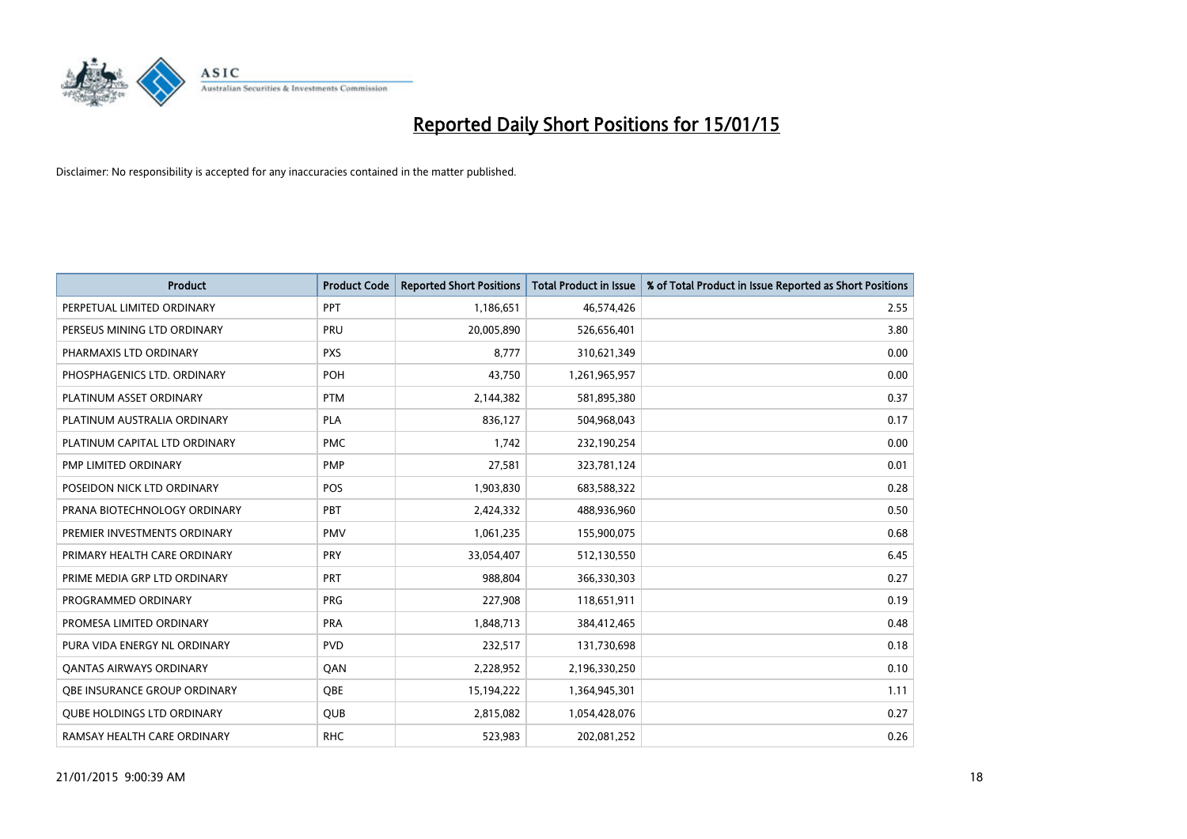# Reported Daily Short Positions for 15/01/15

Disclaimer: No responsibility is accepted for any inaccuracies contained in the matter published.

| Product | Product Code | Reported Short Positions | Total Product in Issue | % of Total Product in Issue Reported as Short Positions |
|---|---|---|---|---|
| PERPETUAL LIMITED ORDINARY | PPT | 1,186,651 | 46,574,426 | 2.55 |
| PERSEUS MINING LTD ORDINARY | PRU | 20,005,890 | 526,656,401 | 3.80 |
| PHARMAXIS LTD ORDINARY | PXS | 8,777 | 310,621,349 | 0.00 |
| PHOSPHAGENICS LTD. ORDINARY | POH | 43,750 | 1,261,965,957 | 0.00 |
| PLATINUM ASSET ORDINARY | PTM | 2,144,382 | 581,895,380 | 0.37 |
| PLATINUM AUSTRALIA ORDINARY | PLA | 836,127 | 504,968,043 | 0.17 |
| PLATINUM CAPITAL LTD ORDINARY | PMC | 1,742 | 232,190,254 | 0.00 |
| PMP LIMITED ORDINARY | PMP | 27,581 | 323,781,124 | 0.01 |
| POSEIDON NICK LTD ORDINARY | POS | 1,903,830 | 683,588,322 | 0.28 |
| PRANA BIOTECHNOLOGY ORDINARY | PBT | 2,424,332 | 488,936,960 | 0.50 |
| PREMIER INVESTMENTS ORDINARY | PMV | 1,061,235 | 155,900,075 | 0.68 |
| PRIMARY HEALTH CARE ORDINARY | PRY | 33,054,407 | 512,130,550 | 6.45 |
| PRIME MEDIA GRP LTD ORDINARY | PRT | 988,804 | 366,330,303 | 0.27 |
| PROGRAMMED ORDINARY | PRG | 227,908 | 118,651,911 | 0.19 |
| PROMESA LIMITED ORDINARY | PRA | 1,848,713 | 384,412,465 | 0.48 |
| PURA VIDA ENERGY NL ORDINARY | PVD | 232,517 | 131,730,698 | 0.18 |
| QANTAS AIRWAYS ORDINARY | QAN | 2,228,952 | 2,196,330,250 | 0.10 |
| QBE INSURANCE GROUP ORDINARY | QBE | 15,194,222 | 1,364,945,301 | 1.11 |
| QUBE HOLDINGS LTD ORDINARY | QUB | 2,815,082 | 1,054,428,076 | 0.27 |
| RAMSAY HEALTH CARE ORDINARY | RHC | 523,983 | 202,081,252 | 0.26 |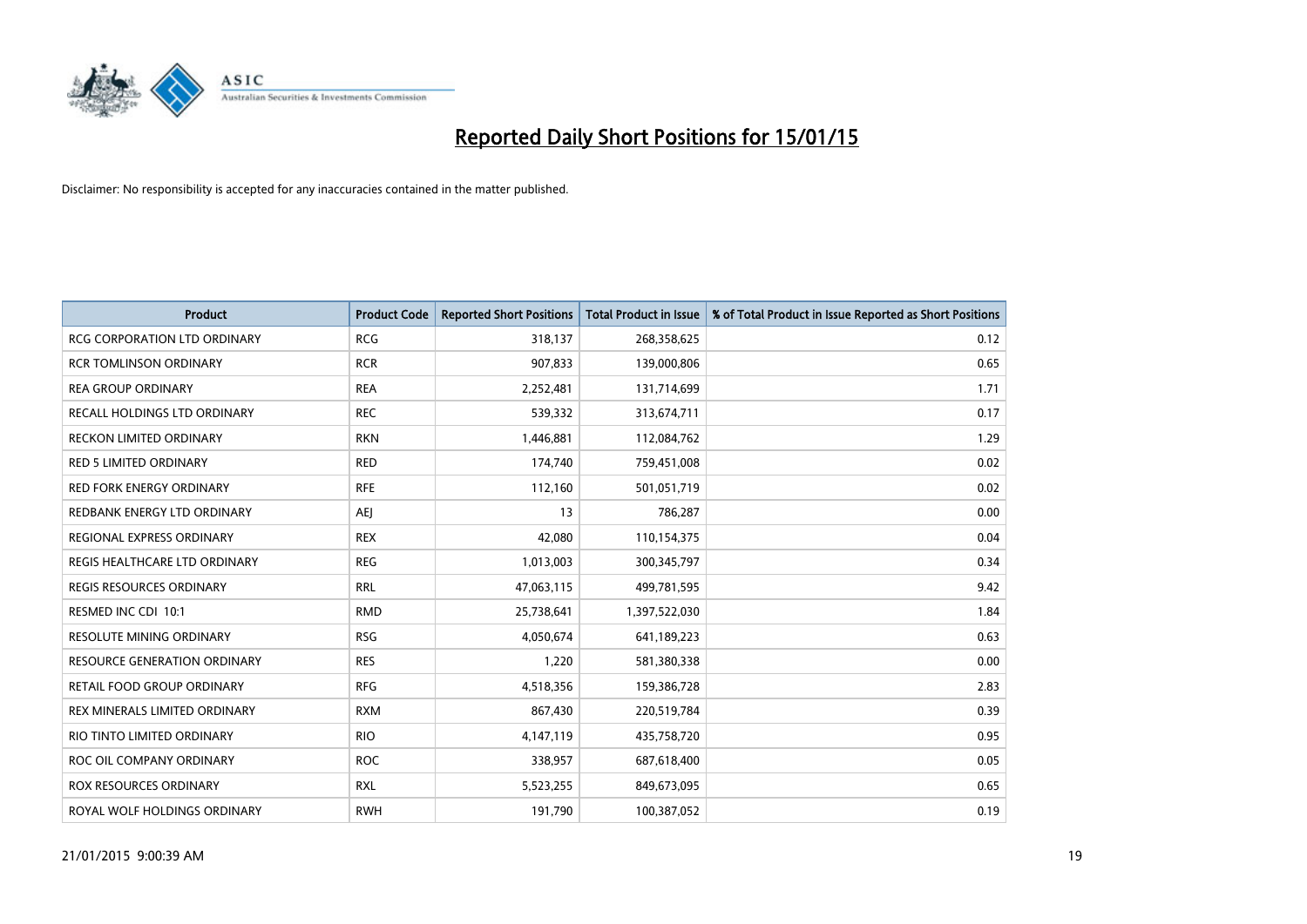# Reported Daily Short Positions for 15/01/15

Disclaimer: No responsibility is accepted for any inaccuracies contained in the matter published.

| Product | Product Code | Reported Short Positions | Total Product in Issue | % of Total Product in Issue Reported as Short Positions |
|---|---|---|---|---|
| RCG CORPORATION LTD ORDINARY | RCG | 318,137 | 268,358,625 | 0.12 |
| RCR TOMLINSON ORDINARY | RCR | 907,833 | 139,000,806 | 0.65 |
| REA GROUP ORDINARY | REA | 2,252,481 | 131,714,699 | 1.71 |
| RECALL HOLDINGS LTD ORDINARY | REC | 539,332 | 313,674,711 | 0.17 |
| RECKON LIMITED ORDINARY | RKN | 1,446,881 | 112,084,762 | 1.29 |
| RED 5 LIMITED ORDINARY | RED | 174,740 | 759,451,008 | 0.02 |
| RED FORK ENERGY ORDINARY | RFE | 112,160 | 501,051,719 | 0.02 |
| REDBANK ENERGY LTD ORDINARY | AEJ | 13 | 786,287 | 0.00 |
| REGIONAL EXPRESS ORDINARY | REX | 42,080 | 110,154,375 | 0.04 |
| REGIS HEALTHCARE LTD ORDINARY | REG | 1,013,003 | 300,345,797 | 0.34 |
| REGIS RESOURCES ORDINARY | RRL | 47,063,115 | 499,781,595 | 9.42 |
| RESMED INC CDI 10:1 | RMD | 25,738,641 | 1,397,522,030 | 1.84 |
| RESOLUTE MINING ORDINARY | RSG | 4,050,674 | 641,189,223 | 0.63 |
| RESOURCE GENERATION ORDINARY | RES | 1,220 | 581,380,338 | 0.00 |
| RETAIL FOOD GROUP ORDINARY | RFG | 4,518,356 | 159,386,728 | 2.83 |
| REX MINERALS LIMITED ORDINARY | RXM | 867,430 | 220,519,784 | 0.39 |
| RIO TINTO LIMITED ORDINARY | RIO | 4,147,119 | 435,758,720 | 0.95 |
| ROC OIL COMPANY ORDINARY | ROC | 338,957 | 687,618,400 | 0.05 |
| ROX RESOURCES ORDINARY | RXL | 5,523,255 | 849,673,095 | 0.65 |
| ROYAL WOLF HOLDINGS ORDINARY | RWH | 191,790 | 100,387,052 | 0.19 |

21/01/2015 9:00:39 AM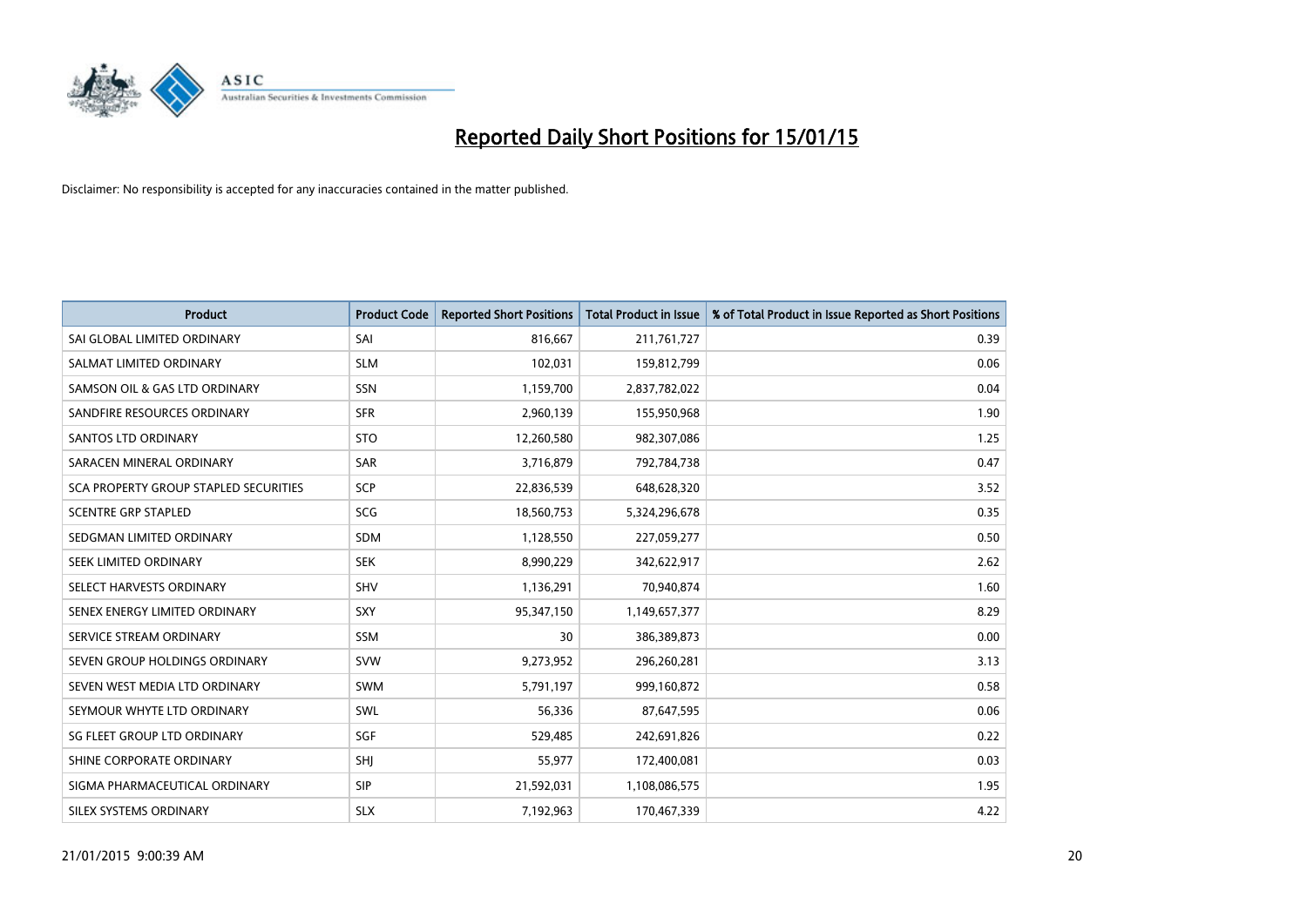# Reported Daily Short Positions for 15/01/15

Disclaimer: No responsibility is accepted for any inaccuracies contained in the matter published.

| Product | Product Code | Reported Short Positions | Total Product in Issue | % of Total Product in Issue Reported as Short Positions |
|---|---|---|---|---|
| SAI GLOBAL LIMITED ORDINARY | SAI | 816,667 | 211,761,727 | 0.39 |
| SALMAT LIMITED ORDINARY | SLM | 102,031 | 159,812,799 | 0.06 |
| SAMSON OIL & GAS LTD ORDINARY | SSN | 1,159,700 | 2,837,782,022 | 0.04 |
| SANDFIRE RESOURCES ORDINARY | SFR | 2,960,139 | 155,950,968 | 1.90 |
| SANTOS LTD ORDINARY | STO | 12,260,580 | 982,307,086 | 1.25 |
| SARACEN MINERAL ORDINARY | SAR | 3,716,879 | 792,784,738 | 0.47 |
| SCA PROPERTY GROUP STAPLED SECURITIES | SCP | 22,836,539 | 648,628,320 | 3.52 |
| SCENTRE GRP STAPLED | SCG | 18,560,753 | 5,324,296,678 | 0.35 |
| SEDGMAN LIMITED ORDINARY | SDM | 1,128,550 | 227,059,277 | 0.50 |
| SEEK LIMITED ORDINARY | SEK | 8,990,229 | 342,622,917 | 2.62 |
| SELECT HARVESTS ORDINARY | SHV | 1,136,291 | 70,940,874 | 1.60 |
| SENEX ENERGY LIMITED ORDINARY | SXY | 95,347,150 | 1,149,657,377 | 8.29 |
| SERVICE STREAM ORDINARY | SSM | 30 | 386,389,873 | 0.00 |
| SEVEN GROUP HOLDINGS ORDINARY | SVW | 9,273,952 | 296,260,281 | 3.13 |
| SEVEN WEST MEDIA LTD ORDINARY | SWM | 5,791,197 | 999,160,872 | 0.58 |
| SEYMOUR WHYTE LTD ORDINARY | SWL | 56,336 | 87,647,595 | 0.06 |
| SG FLEET GROUP LTD ORDINARY | SGF | 529,485 | 242,691,826 | 0.22 |
| SHINE CORPORATE ORDINARY | SHJ | 55,977 | 172,400,081 | 0.03 |
| SIGMA PHARMACEUTICAL ORDINARY | SIP | 21,592,031 | 1,108,086,575 | 1.95 |
| SILEX SYSTEMS ORDINARY | SLX | 7,192,963 | 170,467,339 | 4.22 |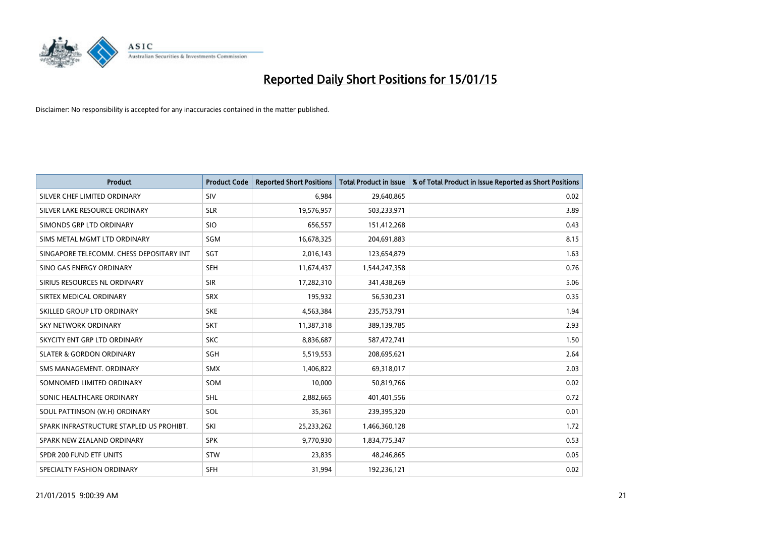# Reported Daily Short Positions for 15/01/15

Disclaimer: No responsibility is accepted for any inaccuracies contained in the matter published.

| Product | Product Code | Reported Short Positions | Total Product in Issue | % of Total Product in Issue Reported as Short Positions |
|---|---|---|---|---|
| SILVER CHEF LIMITED ORDINARY | SIV | 6,984 | 29,640,865 | 0.02 |
| SILVER LAKE RESOURCE ORDINARY | SLR | 19,576,957 | 503,233,971 | 3.89 |
| SIMONDS GRP LTD ORDINARY | SIO | 656,557 | 151,412,268 | 0.43 |
| SIMS METAL MGMT LTD ORDINARY | SGM | 16,678,325 | 204,691,883 | 8.15 |
| SINGAPORE TELECOMM. CHESS DEPOSITARY INT | SGT | 2,016,143 | 123,654,879 | 1.63 |
| SINO GAS ENERGY ORDINARY | SEH | 11,674,437 | 1,544,247,358 | 0.76 |
| SIRIUS RESOURCES NL ORDINARY | SIR | 17,282,310 | 341,438,269 | 5.06 |
| SIRTEX MEDICAL ORDINARY | SRX | 195,932 | 56,530,231 | 0.35 |
| SKILLED GROUP LTD ORDINARY | SKE | 4,563,384 | 235,753,791 | 1.94 |
| SKY NETWORK ORDINARY | SKT | 11,387,318 | 389,139,785 | 2.93 |
| SKYCITY ENT GRP LTD ORDINARY | SKC | 8,836,687 | 587,472,741 | 1.50 |
| SLATER & GORDON ORDINARY | SGH | 5,519,553 | 208,695,621 | 2.64 |
| SMS MANAGEMENT. ORDINARY | SMX | 1,406,822 | 69,318,017 | 2.03 |
| SOMNOMED LIMITED ORDINARY | SOM | 10,000 | 50,819,766 | 0.02 |
| SONIC HEALTHCARE ORDINARY | SHL | 2,882,665 | 401,401,556 | 0.72 |
| SOUL PATTINSON (W.H) ORDINARY | SOL | 35,361 | 239,395,320 | 0.01 |
| SPARK INFRASTRUCTURE STAPLED US PROHIBT. | SKI | 25,233,262 | 1,466,360,128 | 1.72 |
| SPARK NEW ZEALAND ORDINARY | SPK | 9,770,930 | 1,834,775,347 | 0.53 |
| SPDR 200 FUND ETF UNITS | STW | 23,835 | 48,246,865 | 0.05 |
| SPECIALTY FASHION ORDINARY | SFH | 31,994 | 192,236,121 | 0.02 |

21/01/2015 9:00:39 AM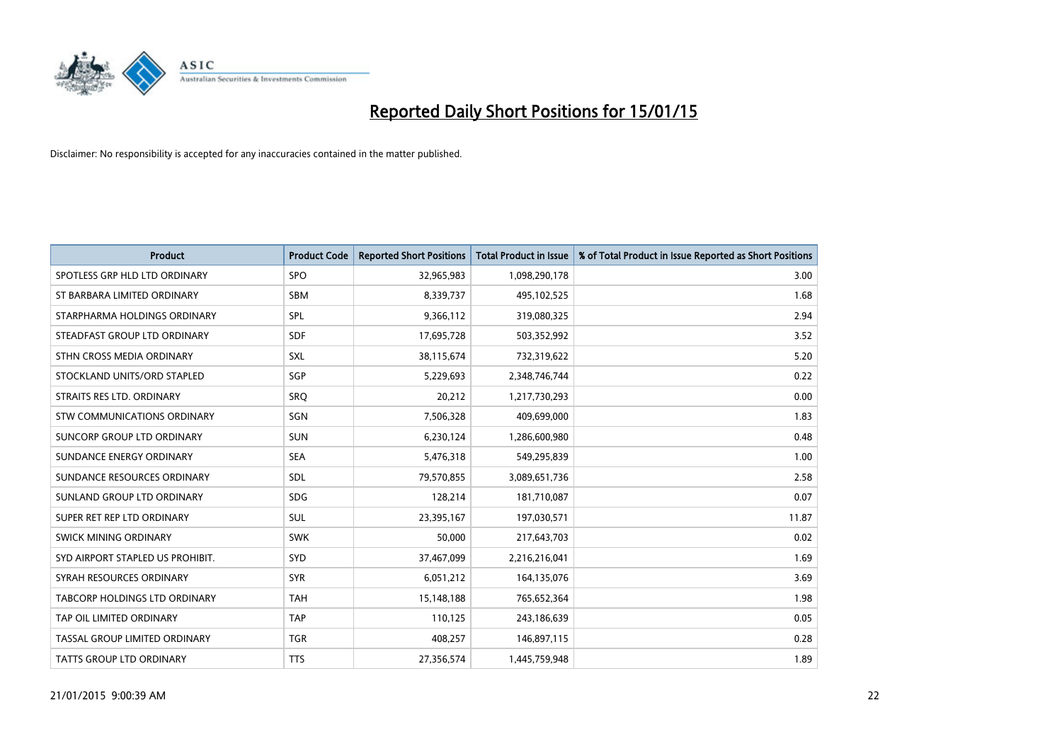# Reported Daily Short Positions for 15/01/15

Disclaimer: No responsibility is accepted for any inaccuracies contained in the matter published.

| Product | Product Code | Reported Short Positions | Total Product in Issue | % of Total Product in Issue Reported as Short Positions |
|---|---|---|---|---|
| SPOTLESS GRP HLD LTD ORDINARY | SPO | 32,965,983 | 1,098,290,178 | 3.00 |
| ST BARBARA LIMITED ORDINARY | SBM | 8,339,737 | 495,102,525 | 1.68 |
| STARPHARMA HOLDINGS ORDINARY | SPL | 9,366,112 | 319,080,325 | 2.94 |
| STEADFAST GROUP LTD ORDINARY | SDF | 17,695,728 | 503,352,992 | 3.52 |
| STHN CROSS MEDIA ORDINARY | SXL | 38,115,674 | 732,319,622 | 5.20 |
| STOCKLAND UNITS/ORD STAPLED | SGP | 5,229,693 | 2,348,746,744 | 0.22 |
| STRAITS RES LTD. ORDINARY | SRQ | 20,212 | 1,217,730,293 | 0.00 |
| STW COMMUNICATIONS ORDINARY | SGN | 7,506,328 | 409,699,000 | 1.83 |
| SUNCORP GROUP LTD ORDINARY | SUN | 6,230,124 | 1,286,600,980 | 0.48 |
| SUNDANCE ENERGY ORDINARY | SEA | 5,476,318 | 549,295,839 | 1.00 |
| SUNDANCE RESOURCES ORDINARY | SDL | 79,570,855 | 3,089,651,736 | 2.58 |
| SUNLAND GROUP LTD ORDINARY | SDG | 128,214 | 181,710,087 | 0.07 |
| SUPER RET REP LTD ORDINARY | SUL | 23,395,167 | 197,030,571 | 11.87 |
| SWICK MINING ORDINARY | SWK | 50,000 | 217,643,703 | 0.02 |
| SYD AIRPORT STAPLED US PROHIBIT. | SYD | 37,467,099 | 2,216,216,041 | 1.69 |
| SYRAH RESOURCES ORDINARY | SYR | 6,051,212 | 164,135,076 | 3.69 |
| TABCORP HOLDINGS LTD ORDINARY | TAH | 15,148,188 | 765,652,364 | 1.98 |
| TAP OIL LIMITED ORDINARY | TAP | 110,125 | 243,186,639 | 0.05 |
| TASSAL GROUP LIMITED ORDINARY | TGR | 408,257 | 146,897,115 | 0.28 |
| TATTS GROUP LTD ORDINARY | TTS | 27,356,574 | 1,445,759,948 | 1.89 |

21/01/2015 9:00:39 AM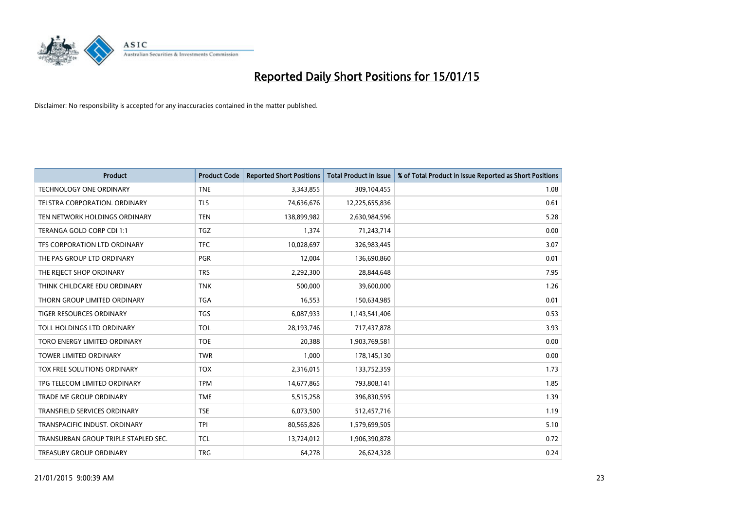# Reported Daily Short Positions for 15/01/15

Disclaimer: No responsibility is accepted for any inaccuracies contained in the matter published.

| Product | Product Code | Reported Short Positions | Total Product in Issue | % of Total Product in Issue Reported as Short Positions |
|---|---|---|---|---|
| TECHNOLOGY ONE ORDINARY | TNE | 3,343,855 | 309,104,455 | 1.08 |
| TELSTRA CORPORATION. ORDINARY | TLS | 74,636,676 | 12,225,655,836 | 0.61 |
| TEN NETWORK HOLDINGS ORDINARY | TEN | 138,899,982 | 2,630,984,596 | 5.28 |
| TERANGA GOLD CORP CDI 1:1 | TGZ | 1,374 | 71,243,714 | 0.00 |
| TFS CORPORATION LTD ORDINARY | TFC | 10,028,697 | 326,983,445 | 3.07 |
| THE PAS GROUP LTD ORDINARY | PGR | 12,004 | 136,690,860 | 0.01 |
| THE REJECT SHOP ORDINARY | TRS | 2,292,300 | 28,844,648 | 7.95 |
| THINK CHILDCARE EDU ORDINARY | TNK | 500,000 | 39,600,000 | 1.26 |
| THORN GROUP LIMITED ORDINARY | TGA | 16,553 | 150,634,985 | 0.01 |
| TIGER RESOURCES ORDINARY | TGS | 6,087,933 | 1,143,541,406 | 0.53 |
| TOLL HOLDINGS LTD ORDINARY | TOL | 28,193,746 | 717,437,878 | 3.93 |
| TORO ENERGY LIMITED ORDINARY | TOE | 20,388 | 1,903,769,581 | 0.00 |
| TOWER LIMITED ORDINARY | TWR | 1,000 | 178,145,130 | 0.00 |
| TOX FREE SOLUTIONS ORDINARY | TOX | 2,316,015 | 133,752,359 | 1.73 |
| TPG TELECOM LIMITED ORDINARY | TPM | 14,677,865 | 793,808,141 | 1.85 |
| TRADE ME GROUP ORDINARY | TME | 5,515,258 | 396,830,595 | 1.39 |
| TRANSFIELD SERVICES ORDINARY | TSE | 6,073,500 | 512,457,716 | 1.19 |
| TRANSPACIFIC INDUST. ORDINARY | TPI | 80,565,826 | 1,579,699,505 | 5.10 |
| TRANSURBAN GROUP TRIPLE STAPLED SEC. | TCL | 13,724,012 | 1,906,390,878 | 0.72 |
| TREASURY GROUP ORDINARY | TRG | 64,278 | 26,624,328 | 0.24 |

21/01/2015 9:00:39 AM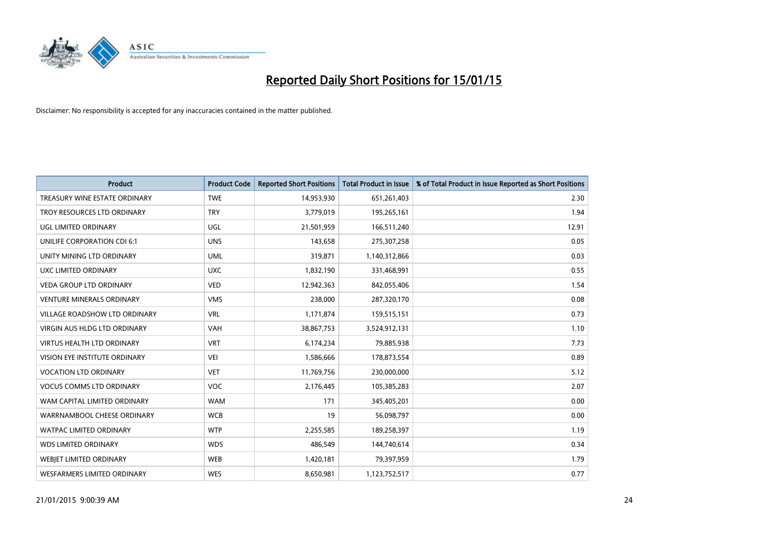# Reported Daily Short Positions for 15/01/15

Disclaimer: No responsibility is accepted for any inaccuracies contained in the matter published.

| Product | Product Code | Reported Short Positions | Total Product in Issue | % of Total Product in Issue Reported as Short Positions |
|---|---|---|---|---|
| TREASURY WINE ESTATE ORDINARY | TWE | 14,953,930 | 651,261,403 | 2.30 |
| TROY RESOURCES LTD ORDINARY | TRY | 3,779,019 | 195,265,161 | 1.94 |
| UGL LIMITED ORDINARY | UGL | 21,501,959 | 166,511,240 | 12.91 |
| UNILIFE CORPORATION CDI 6:1 | UNS | 143,658 | 275,307,258 | 0.05 |
| UNITY MINING LTD ORDINARY | UML | 319,871 | 1,140,312,866 | 0.03 |
| UXC LIMITED ORDINARY | UXC | 1,832,190 | 331,468,991 | 0.55 |
| VEDA GROUP LTD ORDINARY | VED | 12,942,363 | 842,055,406 | 1.54 |
| VENTURE MINERALS ORDINARY | VMS | 238,000 | 287,320,170 | 0.08 |
| VILLAGE ROADSHOW LTD ORDINARY | VRL | 1,171,874 | 159,515,151 | 0.73 |
| VIRGIN AUS HLDG LTD ORDINARY | VAH | 38,867,753 | 3,524,912,131 | 1.10 |
| VIRTUS HEALTH LTD ORDINARY | VRT | 6,174,234 | 79,885,938 | 7.73 |
| VISION EYE INSTITUTE ORDINARY | VEI | 1,586,666 | 178,873,554 | 0.89 |
| VOCATION LTD ORDINARY | VET | 11,769,756 | 230,000,000 | 5.12 |
| VOCUS COMMS LTD ORDINARY | VOC | 2,176,445 | 105,385,283 | 2.07 |
| WAM CAPITAL LIMITED ORDINARY | WAM | 171 | 345,405,201 | 0.00 |
| WARRNAMBOOL CHEESE ORDINARY | WCB | 19 | 56,098,797 | 0.00 |
| WATPAC LIMITED ORDINARY | WTP | 2,255,585 | 189,258,397 | 1.19 |
| WDS LIMITED ORDINARY | WDS | 486,549 | 144,740,614 | 0.34 |
| WEBJET LIMITED ORDINARY | WEB | 1,420,181 | 79,397,959 | 1.79 |
| WESFARMERS LIMITED ORDINARY | WES | 8,650,981 | 1,123,752,517 | 0.77 |

21/01/2015 9:00:39 AM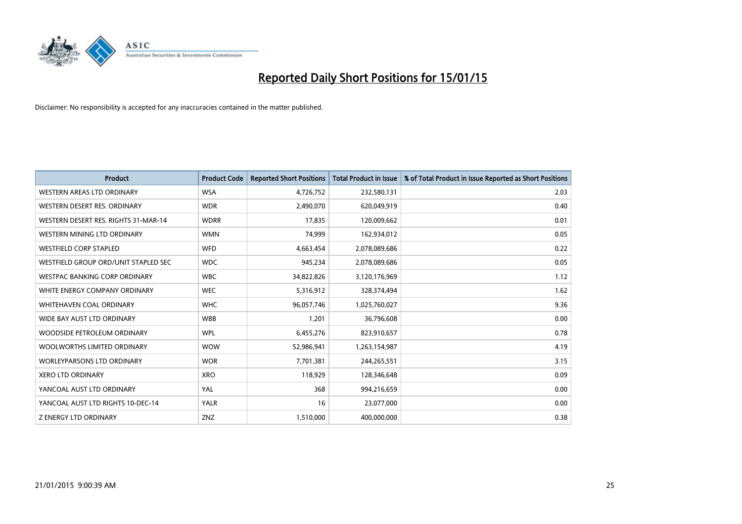# Reported Daily Short Positions for 15/01/15

Disclaimer: No responsibility is accepted for any inaccuracies contained in the matter published.

| Product | Product Code | Reported Short Positions | Total Product in Issue | % of Total Product in Issue Reported as Short Positions |
|---|---|---|---|---|
| WESTERN AREAS LTD ORDINARY | WSA | 4,726,752 | 232,580,131 | 2.03 |
| WESTERN DESERT RES. ORDINARY | WDR | 2,490,070 | 620,049,919 | 0.40 |
| WESTERN DESERT RES. RIGHTS 31-MAR-14 | WDRR | 17,835 | 120,009,662 | 0.01 |
| WESTERN MINING LTD ORDINARY | WMN | 74,999 | 162,934,012 | 0.05 |
| WESTFIELD CORP STAPLED | WFD | 4,663,454 | 2,078,089,686 | 0.22 |
| WESTFIELD GROUP ORD/UNIT STAPLED SEC | WDC | 945,234 | 2,078,089,686 | 0.05 |
| WESTPAC BANKING CORP ORDINARY | WBC | 34,822,826 | 3,120,176,969 | 1.12 |
| WHITE ENERGY COMPANY ORDINARY | WEC | 5,316,912 | 328,374,494 | 1.62 |
| WHITEHAVEN COAL ORDINARY | WHC | 96,057,746 | 1,025,760,027 | 9.36 |
| WIDE BAY AUST LTD ORDINARY | WBB | 1,201 | 36,796,608 | 0.00 |
| WOODSIDE PETROLEUM ORDINARY | WPL | 6,455,276 | 823,910,657 | 0.78 |
| WOOLWORTHS LIMITED ORDINARY | WOW | 52,986,941 | 1,263,154,987 | 4.19 |
| WORLEYPARSONS LTD ORDINARY | WOR | 7,701,381 | 244,265,551 | 3.15 |
| XERO LTD ORDINARY | XRO | 118,929 | 128,346,648 | 0.09 |
| YANCOAL AUST LTD ORDINARY | YAL | 368 | 994,216,659 | 0.00 |
| YANCOAL AUST LTD RIGHTS 10-DEC-14 | YALR | 16 | 23,077,000 | 0.00 |
| Z ENERGY LTD ORDINARY | ZNZ | 1,510,000 | 400,000,000 | 0.38 |